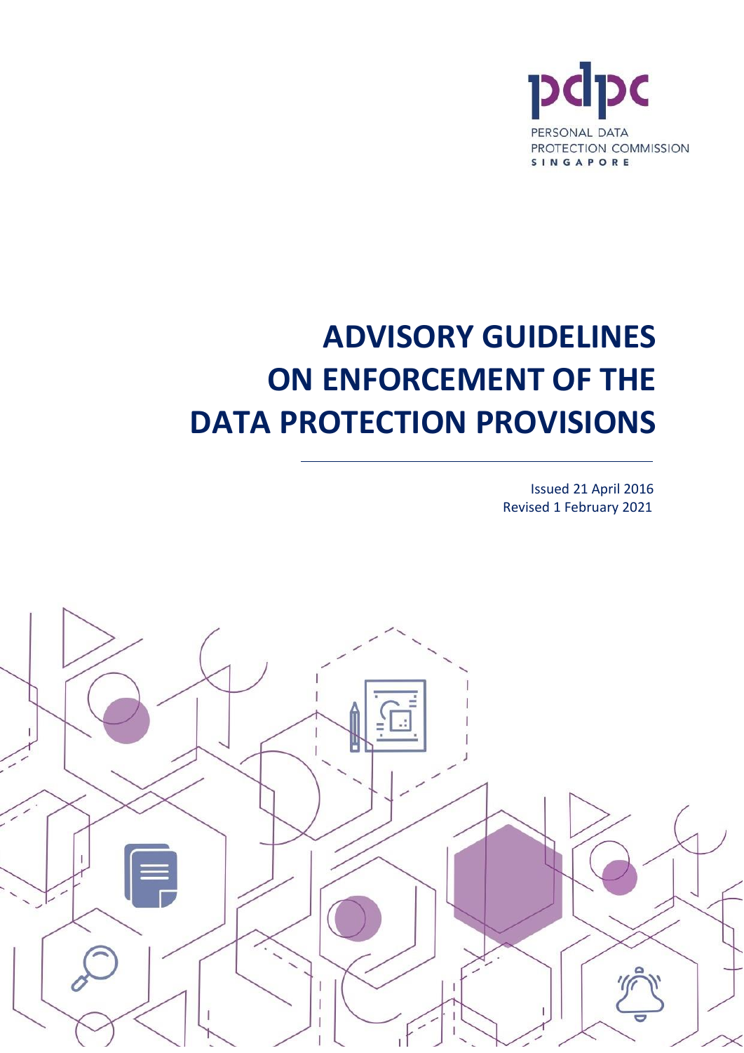PERSONAL DATA PROTECTION COMMISSION SINGAPORE

# ADVISORY GUIDELINES ON ENFORCEMENT OF THE DATA PROTECTION PROVISIONS

Issued 21 April 2016
Revised 1 February 2021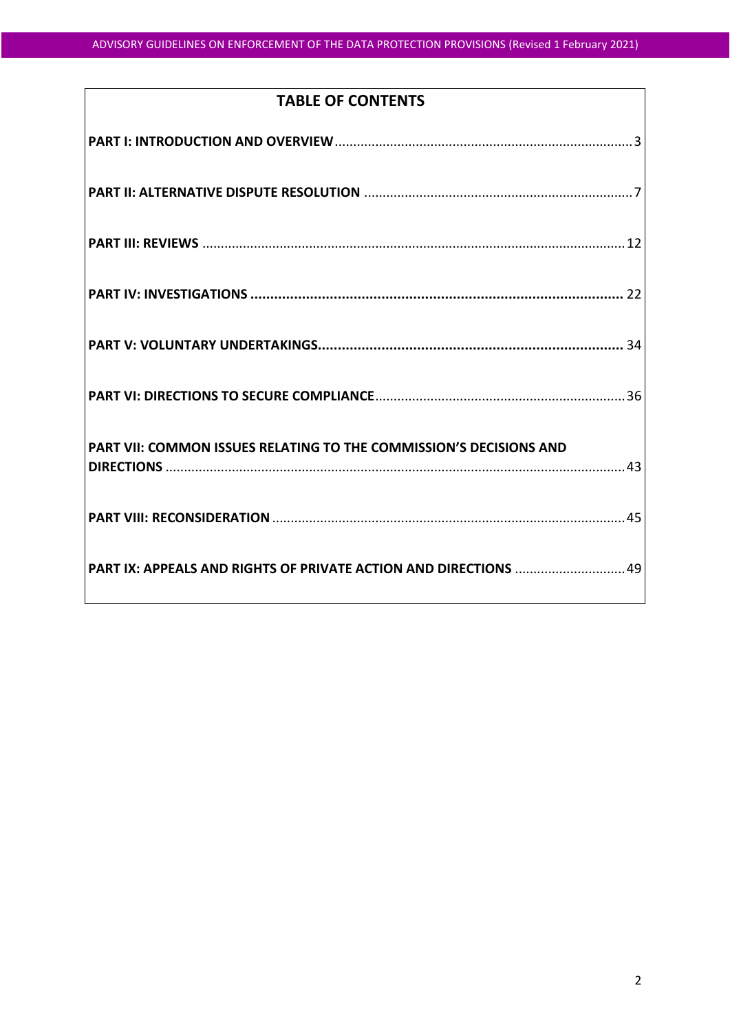## TABLE OF CONTENTS

**PART I: INTRODUCTION AND OVERVIEW** ........ 3

**PART II: ALTERNATIVE DISPUTE RESOLUTION** ........ 7

**PART III: REVIEWS** ........ 12

**PART IV: INVESTIGATIONS** ........ 22

**PART V: VOLUNTARY UNDERTAKINGS** ........ 34

**PART VI: DIRECTIONS TO SECURE COMPLIANCE** ........ 36

**PART VII: COMMON ISSUES RELATING TO THE COMMISSION'S DECISIONS AND DIRECTIONS** ........ 43

**PART VIII: RECONSIDERATION** ........ 45

**PART IX: APPEALS AND RIGHTS OF PRIVATE ACTION AND DIRECTIONS** ........ 49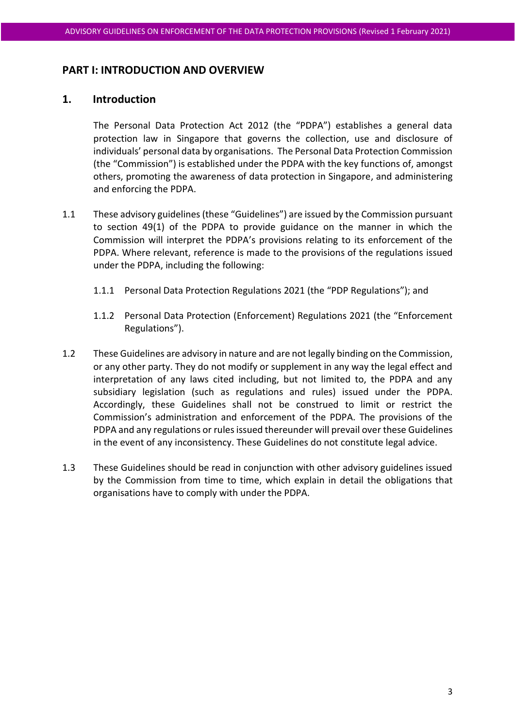# PART I: INTRODUCTION AND OVERVIEW

## 1. Introduction

The Personal Data Protection Act 2012 (the "PDPA") establishes a general data protection law in Singapore that governs the collection, use and disclosure of individuals' personal data by organisations. The Personal Data Protection Commission (the "Commission") is established under the PDPA with the key functions of, amongst others, promoting the awareness of data protection in Singapore, and administering and enforcing the PDPA.

1.1 These advisory guidelines (these "Guidelines") are issued by the Commission pursuant to section 49(1) of the PDPA to provide guidance on the manner in which the Commission will interpret the PDPA's provisions relating to its enforcement of the PDPA. Where relevant, reference is made to the provisions of the regulations issued under the PDPA, including the following:

1.1.1 Personal Data Protection Regulations 2021 (the "PDP Regulations"); and

1.1.2 Personal Data Protection (Enforcement) Regulations 2021 (the "Enforcement Regulations").

1.2 These Guidelines are advisory in nature and are not legally binding on the Commission, or any other party. They do not modify or supplement in any way the legal effect and interpretation of any laws cited including, but not limited to, the PDPA and any subsidiary legislation (such as regulations and rules) issued under the PDPA. Accordingly, these Guidelines shall not be construed to limit or restrict the Commission's administration and enforcement of the PDPA. The provisions of the PDPA and any regulations or rules issued thereunder will prevail over these Guidelines in the event of any inconsistency. These Guidelines do not constitute legal advice.

1.3 These Guidelines should be read in conjunction with other advisory guidelines issued by the Commission from time to time, which explain in detail the obligations that organisations have to comply with under the PDPA.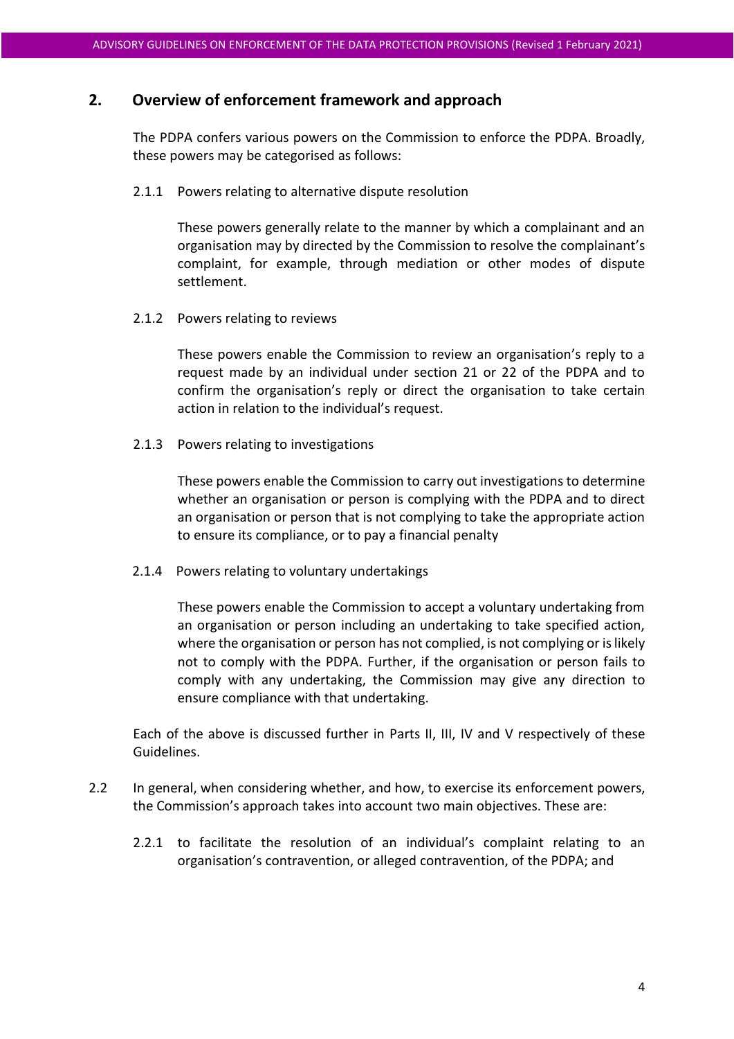## 2. Overview of enforcement framework and approach

The PDPA confers various powers on the Commission to enforce the PDPA. Broadly, these powers may be categorised as follows:

2.1.1 Powers relating to alternative dispute resolution

These powers generally relate to the manner by which a complainant and an organisation may by directed by the Commission to resolve the complainant's complaint, for example, through mediation or other modes of dispute settlement.

2.1.2 Powers relating to reviews

These powers enable the Commission to review an organisation's reply to a request made by an individual under section 21 or 22 of the PDPA and to confirm the organisation's reply or direct the organisation to take certain action in relation to the individual's request.

2.1.3 Powers relating to investigations

These powers enable the Commission to carry out investigations to determine whether an organisation or person is complying with the PDPA and to direct an organisation or person that is not complying to take the appropriate action to ensure its compliance, or to pay a financial penalty

2.1.4 Powers relating to voluntary undertakings

These powers enable the Commission to accept a voluntary undertaking from an organisation or person including an undertaking to take specified action, where the organisation or person has not complied, is not complying or is likely not to comply with the PDPA. Further, if the organisation or person fails to comply with any undertaking, the Commission may give any direction to ensure compliance with that undertaking.

Each of the above is discussed further in Parts II, III, IV and V respectively of these Guidelines.

2.2 In general, when considering whether, and how, to exercise its enforcement powers, the Commission's approach takes into account two main objectives. These are:

2.2.1 to facilitate the resolution of an individual's complaint relating to an organisation's contravention, or alleged contravention, of the PDPA; and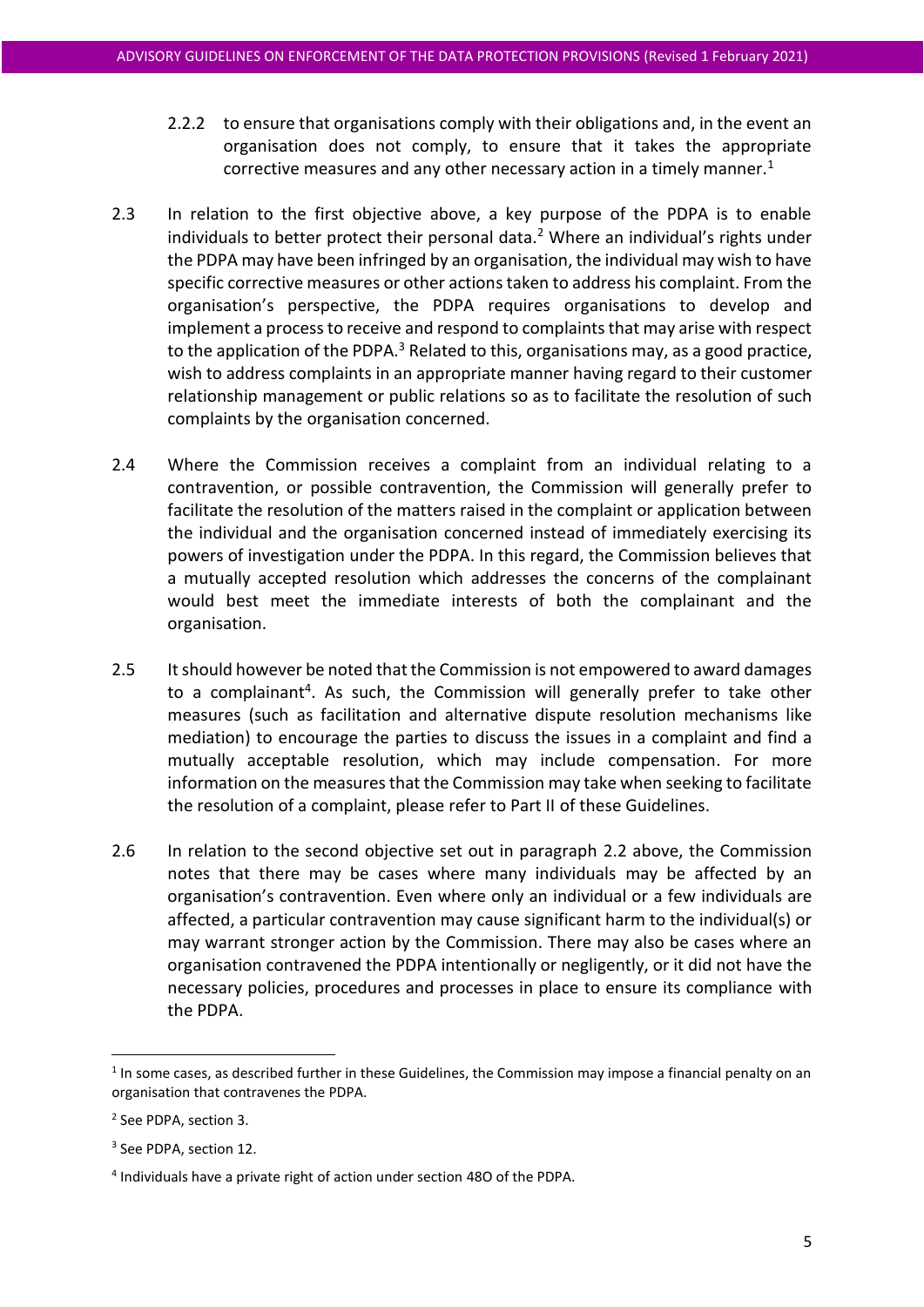2.2.2 to ensure that organisations comply with their obligations and, in the event an organisation does not comply, to ensure that it takes the appropriate corrective measures and any other necessary action in a timely manner.[1]

2.3 In relation to the first objective above, a key purpose of the PDPA is to enable individuals to better protect their personal data.[2] Where an individual's rights under the PDPA may have been infringed by an organisation, the individual may wish to have specific corrective measures or other actions taken to address his complaint. From the organisation's perspective, the PDPA requires organisations to develop and implement a process to receive and respond to complaints that may arise with respect to the application of the PDPA.[3] Related to this, organisations may, as a good practice, wish to address complaints in an appropriate manner having regard to their customer relationship management or public relations so as to facilitate the resolution of such complaints by the organisation concerned.

2.4 Where the Commission receives a complaint from an individual relating to a contravention, or possible contravention, the Commission will generally prefer to facilitate the resolution of the matters raised in the complaint or application between the individual and the organisation concerned instead of immediately exercising its powers of investigation under the PDPA. In this regard, the Commission believes that a mutually accepted resolution which addresses the concerns of the complainant would best meet the immediate interests of both the complainant and the organisation.

2.5 It should however be noted that the Commission is not empowered to award damages to a complainant[4]. As such, the Commission will generally prefer to take other measures (such as facilitation and alternative dispute resolution mechanisms like mediation) to encourage the parties to discuss the issues in a complaint and find a mutually acceptable resolution, which may include compensation. For more information on the measures that the Commission may take when seeking to facilitate the resolution of a complaint, please refer to Part II of these Guidelines.

2.6 In relation to the second objective set out in paragraph 2.2 above, the Commission notes that there may be cases where many individuals may be affected by an organisation's contravention. Even where only an individual or a few individuals are affected, a particular contravention may cause significant harm to the individual(s) or may warrant stronger action by the Commission. There may also be cases where an organisation contravened the PDPA intentionally or negligently, or it did not have the necessary policies, procedures and processes in place to ensure its compliance with the PDPA.

---

[1] In some cases, as described further in these Guidelines, the Commission may impose a financial penalty on an organisation that contravenes the PDPA.

[2] See PDPA, section 3.

[3] See PDPA, section 12.

[4] Individuals have a private right of action under section 48O of the PDPA.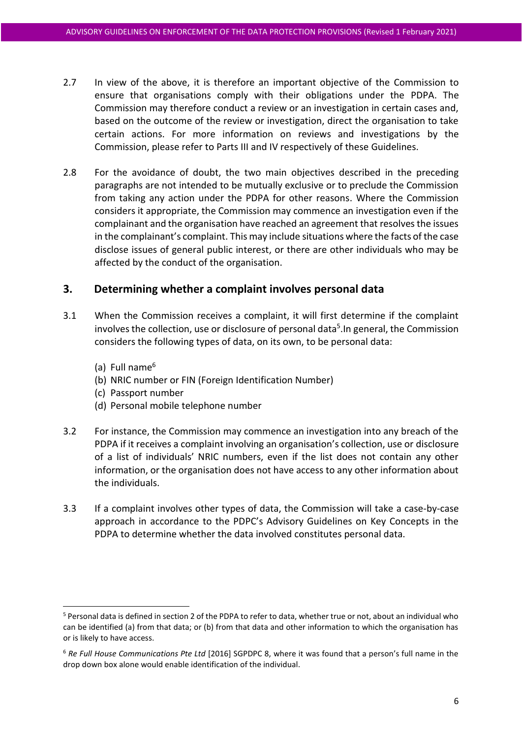2.7 In view of the above, it is therefore an important objective of the Commission to ensure that organisations comply with their obligations under the PDPA. The Commission may therefore conduct a review or an investigation in certain cases and, based on the outcome of the review or investigation, direct the organisation to take certain actions. For more information on reviews and investigations by the Commission, please refer to Parts III and IV respectively of these Guidelines.

2.8 For the avoidance of doubt, the two main objectives described in the preceding paragraphs are not intended to be mutually exclusive or to preclude the Commission from taking any action under the PDPA for other reasons. Where the Commission considers it appropriate, the Commission may commence an investigation even if the complainant and the organisation have reached an agreement that resolves the issues in the complainant's complaint. This may include situations where the facts of the case disclose issues of general public interest, or there are other individuals who may be affected by the conduct of the organisation.

## 3. Determining whether a complaint involves personal data

3.1 When the Commission receives a complaint, it will first determine if the complaint involves the collection, use or disclosure of personal data[5].In general, the Commission considers the following types of data, on its own, to be personal data:

(a) Full name[6]
(b) NRIC number or FIN (Foreign Identification Number)
(c) Passport number
(d) Personal mobile telephone number

3.2 For instance, the Commission may commence an investigation into any breach of the PDPA if it receives a complaint involving an organisation's collection, use or disclosure of a list of individuals' NRIC numbers, even if the list does not contain any other information, or the organisation does not have access to any other information about the individuals.

3.3 If a complaint involves other types of data, the Commission will take a case-by-case approach in accordance to the PDPC's Advisory Guidelines on Key Concepts in the PDPA to determine whether the data involved constitutes personal data.

---

[5] Personal data is defined in section 2 of the PDPA to refer to data, whether true or not, about an individual who can be identified (a) from that data; or (b) from that data and other information to which the organisation has or is likely to have access.

[6] *Re Full House Communications Pte Ltd* [2016] SGPDPC 8, where it was found that a person's full name in the drop down box alone would enable identification of the individual.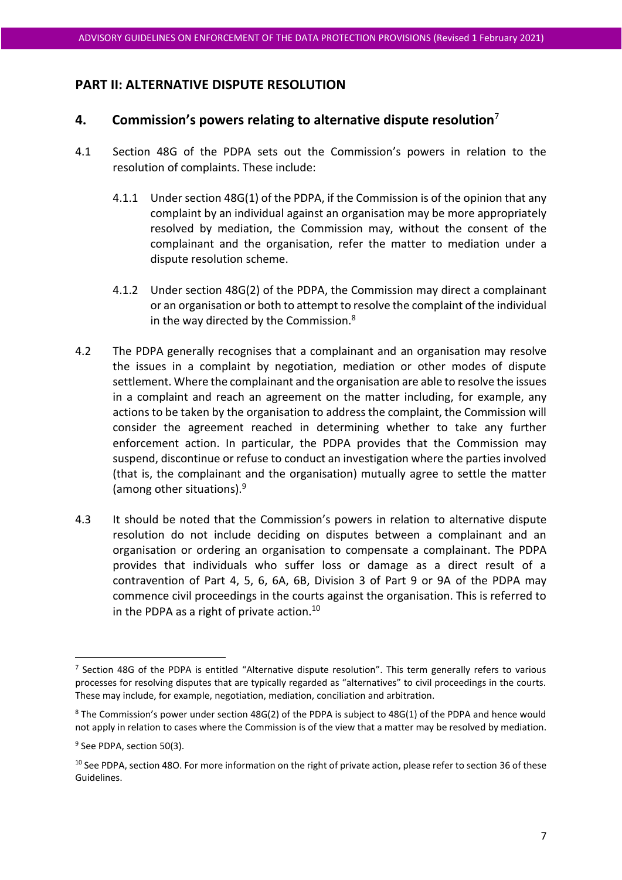## PART II: ALTERNATIVE DISPUTE RESOLUTION

### 4. Commission's powers relating to alternative dispute resolution[7]

4.1 Section 48G of the PDPA sets out the Commission's powers in relation to the resolution of complaints. These include:

4.1.1 Under section 48G(1) of the PDPA, if the Commission is of the opinion that any complaint by an individual against an organisation may be more appropriately resolved by mediation, the Commission may, without the consent of the complainant and the organisation, refer the matter to mediation under a dispute resolution scheme.

4.1.2 Under section 48G(2) of the PDPA, the Commission may direct a complainant or an organisation or both to attempt to resolve the complaint of the individual in the way directed by the Commission.[8]

4.2 The PDPA generally recognises that a complainant and an organisation may resolve the issues in a complaint by negotiation, mediation or other modes of dispute settlement. Where the complainant and the organisation are able to resolve the issues in a complaint and reach an agreement on the matter including, for example, any actions to be taken by the organisation to address the complaint, the Commission will consider the agreement reached in determining whether to take any further enforcement action. In particular, the PDPA provides that the Commission may suspend, discontinue or refuse to conduct an investigation where the parties involved (that is, the complainant and the organisation) mutually agree to settle the matter (among other situations).[9]

4.3 It should be noted that the Commission's powers in relation to alternative dispute resolution do not include deciding on disputes between a complainant and an organisation or ordering an organisation to compensate a complainant. The PDPA provides that individuals who suffer loss or damage as a direct result of a contravention of Part 4, 5, 6, 6A, 6B, Division 3 of Part 9 or 9A of the PDPA may commence civil proceedings in the courts against the organisation. This is referred to in the PDPA as a right of private action.[10]

---

[7] Section 48G of the PDPA is entitled "Alternative dispute resolution". This term generally refers to various processes for resolving disputes that are typically regarded as "alternatives" to civil proceedings in the courts. These may include, for example, negotiation, mediation, conciliation and arbitration.

[8] The Commission's power under section 48G(2) of the PDPA is subject to 48G(1) of the PDPA and hence would not apply in relation to cases where the Commission is of the view that a matter may be resolved by mediation.

[9] See PDPA, section 50(3).

[10] See PDPA, section 48O. For more information on the right of private action, please refer to section 36 of these Guidelines.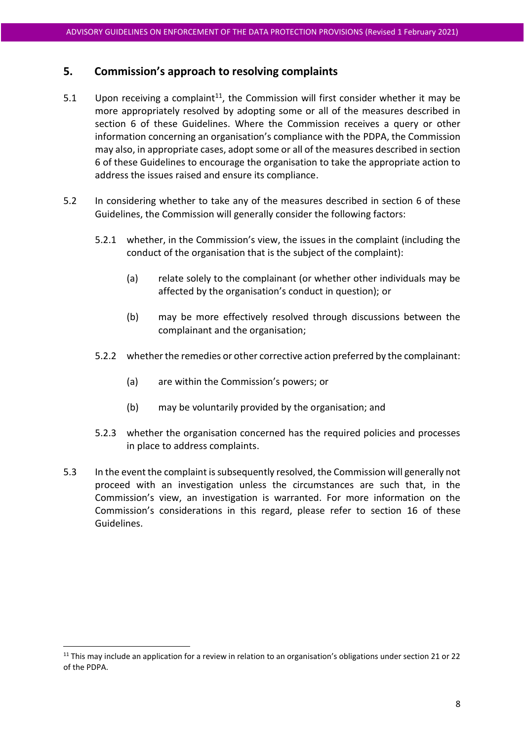## 5. Commission's approach to resolving complaints

5.1 Upon receiving a complaint[11], the Commission will first consider whether it may be more appropriately resolved by adopting some or all of the measures described in section 6 of these Guidelines. Where the Commission receives a query or other information concerning an organisation's compliance with the PDPA, the Commission may also, in appropriate cases, adopt some or all of the measures described in section 6 of these Guidelines to encourage the organisation to take the appropriate action to address the issues raised and ensure its compliance.

5.2 In considering whether to take any of the measures described in section 6 of these Guidelines, the Commission will generally consider the following factors:

5.2.1 whether, in the Commission's view, the issues in the complaint (including the conduct of the organisation that is the subject of the complaint):

(a) relate solely to the complainant (or whether other individuals may be affected by the organisation's conduct in question); or

(b) may be more effectively resolved through discussions between the complainant and the organisation;

5.2.2 whether the remedies or other corrective action preferred by the complainant:

(a) are within the Commission's powers; or

(b) may be voluntarily provided by the organisation; and

5.2.3 whether the organisation concerned has the required policies and processes in place to address complaints.

5.3 In the event the complaint is subsequently resolved, the Commission will generally not proceed with an investigation unless the circumstances are such that, in the Commission's view, an investigation is warranted. For more information on the Commission's considerations in this regard, please refer to section 16 of these Guidelines.

[11] This may include an application for a review in relation to an organisation's obligations under section 21 or 22 of the PDPA.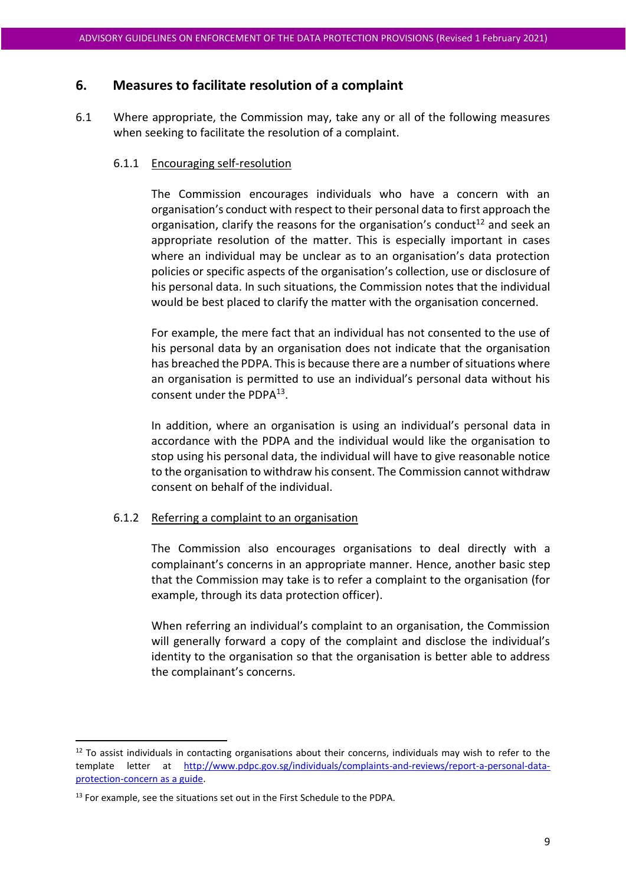## 6. Measures to facilitate resolution of a complaint

6.1 Where appropriate, the Commission may, take any or all of the following measures when seeking to facilitate the resolution of a complaint.

### 6.1.1 Encouraging self-resolution

The Commission encourages individuals who have a concern with an organisation's conduct with respect to their personal data to first approach the organisation, clarify the reasons for the organisation's conduct[12] and seek an appropriate resolution of the matter. This is especially important in cases where an individual may be unclear as to an organisation's data protection policies or specific aspects of the organisation's collection, use or disclosure of his personal data. In such situations, the Commission notes that the individual would be best placed to clarify the matter with the organisation concerned.

For example, the mere fact that an individual has not consented to the use of his personal data by an organisation does not indicate that the organisation has breached the PDPA. This is because there are a number of situations where an organisation is permitted to use an individual's personal data without his consent under the PDPA[13].

In addition, where an organisation is using an individual's personal data in accordance with the PDPA and the individual would like the organisation to stop using his personal data, the individual will have to give reasonable notice to the organisation to withdraw his consent. The Commission cannot withdraw consent on behalf of the individual.

### 6.1.2 Referring a complaint to an organisation

The Commission also encourages organisations to deal directly with a complainant's concerns in an appropriate manner. Hence, another basic step that the Commission may take is to refer a complaint to the organisation (for example, through its data protection officer).

When referring an individual's complaint to an organisation, the Commission will generally forward a copy of the complaint and disclose the individual's identity to the organisation so that the organisation is better able to address the complainant's concerns.

---

[12] To assist individuals in contacting organisations about their concerns, individuals may wish to refer to the template letter at http://www.pdpc.gov.sg/individuals/complaints-and-reviews/report-a-personal-data-protection-concern as a guide.

[13] For example, see the situations set out in the First Schedule to the PDPA.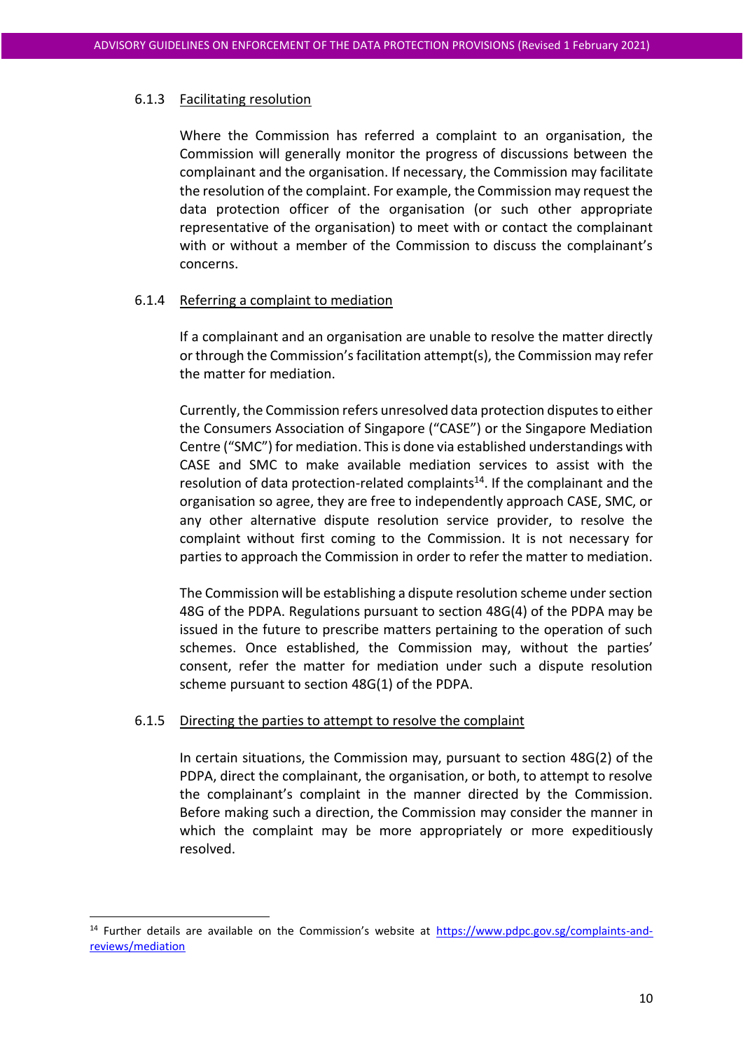#### 6.1.3 Facilitating resolution

Where the Commission has referred a complaint to an organisation, the Commission will generally monitor the progress of discussions between the complainant and the organisation. If necessary, the Commission may facilitate the resolution of the complaint. For example, the Commission may request the data protection officer of the organisation (or such other appropriate representative of the organisation) to meet with or contact the complainant with or without a member of the Commission to discuss the complainant's concerns.

#### 6.1.4 Referring a complaint to mediation

If a complainant and an organisation are unable to resolve the matter directly or through the Commission's facilitation attempt(s), the Commission may refer the matter for mediation.

Currently, the Commission refers unresolved data protection disputes to either the Consumers Association of Singapore ("CASE") or the Singapore Mediation Centre ("SMC") for mediation. This is done via established understandings with CASE and SMC to make available mediation services to assist with the resolution of data protection-related complaints[14]. If the complainant and the organisation so agree, they are free to independently approach CASE, SMC, or any other alternative dispute resolution service provider, to resolve the complaint without first coming to the Commission. It is not necessary for parties to approach the Commission in order to refer the matter to mediation.

The Commission will be establishing a dispute resolution scheme under section 48G of the PDPA. Regulations pursuant to section 48G(4) of the PDPA may be issued in the future to prescribe matters pertaining to the operation of such schemes. Once established, the Commission may, without the parties' consent, refer the matter for mediation under such a dispute resolution scheme pursuant to section 48G(1) of the PDPA.

#### 6.1.5 Directing the parties to attempt to resolve the complaint

In certain situations, the Commission may, pursuant to section 48G(2) of the PDPA, direct the complainant, the organisation, or both, to attempt to resolve the complainant's complaint in the manner directed by the Commission. Before making such a direction, the Commission may consider the manner in which the complaint may be more appropriately or more expeditiously resolved.

---

[14] Further details are available on the Commission's website at https://www.pdpc.gov.sg/complaints-and-reviews/mediation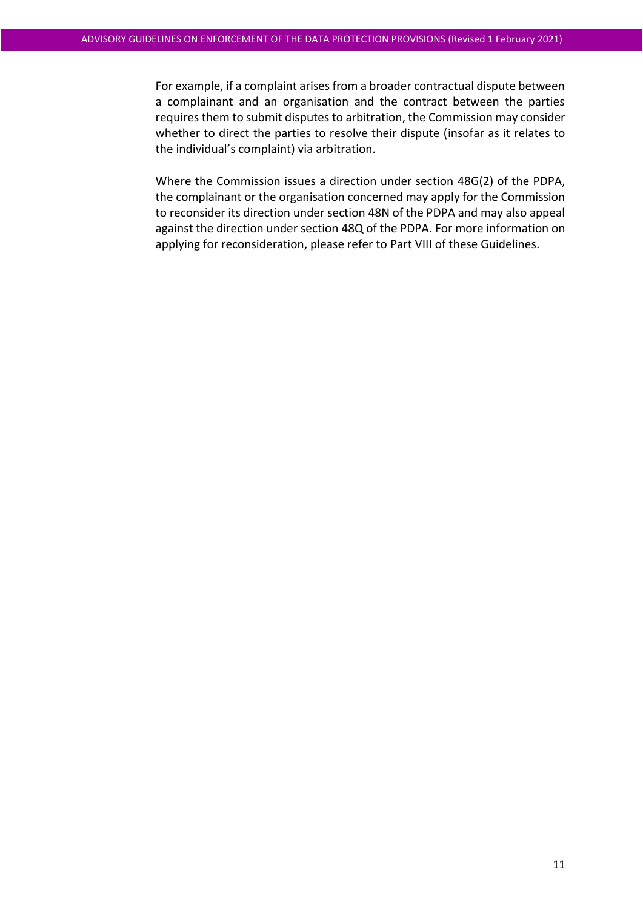For example, if a complaint arises from a broader contractual dispute between a complainant and an organisation and the contract between the parties requires them to submit disputes to arbitration, the Commission may consider whether to direct the parties to resolve their dispute (insofar as it relates to the individual's complaint) via arbitration.

Where the Commission issues a direction under section 48G(2) of the PDPA, the complainant or the organisation concerned may apply for the Commission to reconsider its direction under section 48N of the PDPA and may also appeal against the direction under section 48Q of the PDPA. For more information on applying for reconsideration, please refer to Part VIII of these Guidelines.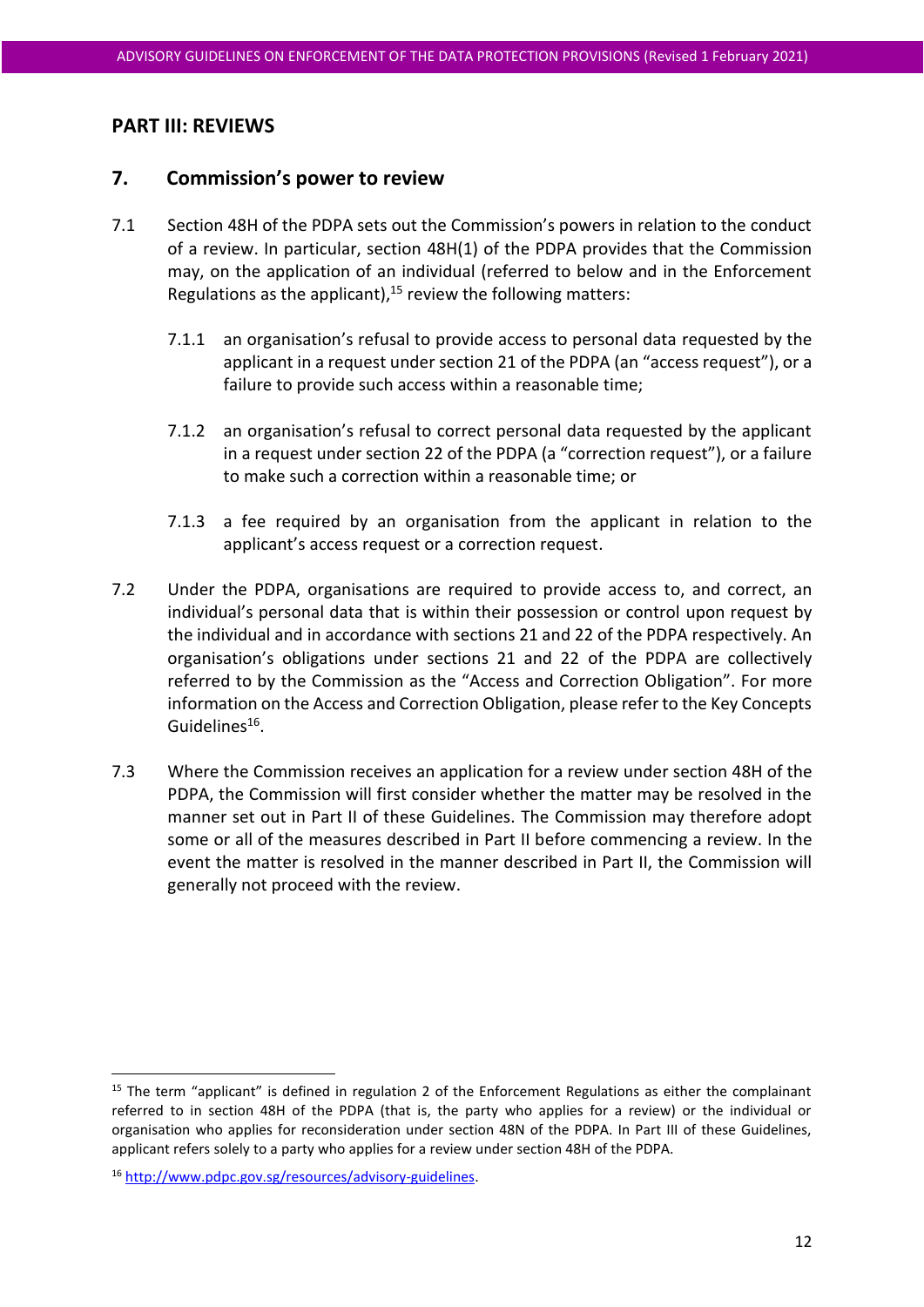## PART III: REVIEWS

### 7. Commission's power to review

7.1 Section 48H of the PDPA sets out the Commission's powers in relation to the conduct of a review. In particular, section 48H(1) of the PDPA provides that the Commission may, on the application of an individual (referred to below and in the Enforcement Regulations as the applicant),[15] review the following matters:

7.1.1 an organisation's refusal to provide access to personal data requested by the applicant in a request under section 21 of the PDPA (an "access request"), or a failure to provide such access within a reasonable time;

7.1.2 an organisation's refusal to correct personal data requested by the applicant in a request under section 22 of the PDPA (a "correction request"), or a failure to make such a correction within a reasonable time; or

7.1.3 a fee required by an organisation from the applicant in relation to the applicant's access request or a correction request.

7.2 Under the PDPA, organisations are required to provide access to, and correct, an individual's personal data that is within their possession or control upon request by the individual and in accordance with sections 21 and 22 of the PDPA respectively. An organisation's obligations under sections 21 and 22 of the PDPA are collectively referred to by the Commission as the "Access and Correction Obligation". For more information on the Access and Correction Obligation, please refer to the Key Concepts Guidelines[16].

7.3 Where the Commission receives an application for a review under section 48H of the PDPA, the Commission will first consider whether the matter may be resolved in the manner set out in Part II of these Guidelines. The Commission may therefore adopt some or all of the measures described in Part II before commencing a review. In the event the matter is resolved in the manner described in Part II, the Commission will generally not proceed with the review.

---

[15] The term "applicant" is defined in regulation 2 of the Enforcement Regulations as either the complainant referred to in section 48H of the PDPA (that is, the party who applies for a review) or the individual or organisation who applies for reconsideration under section 48N of the PDPA. In Part III of these Guidelines, applicant refers solely to a party who applies for a review under section 48H of the PDPA.

[16] http://www.pdpc.gov.sg/resources/advisory-guidelines.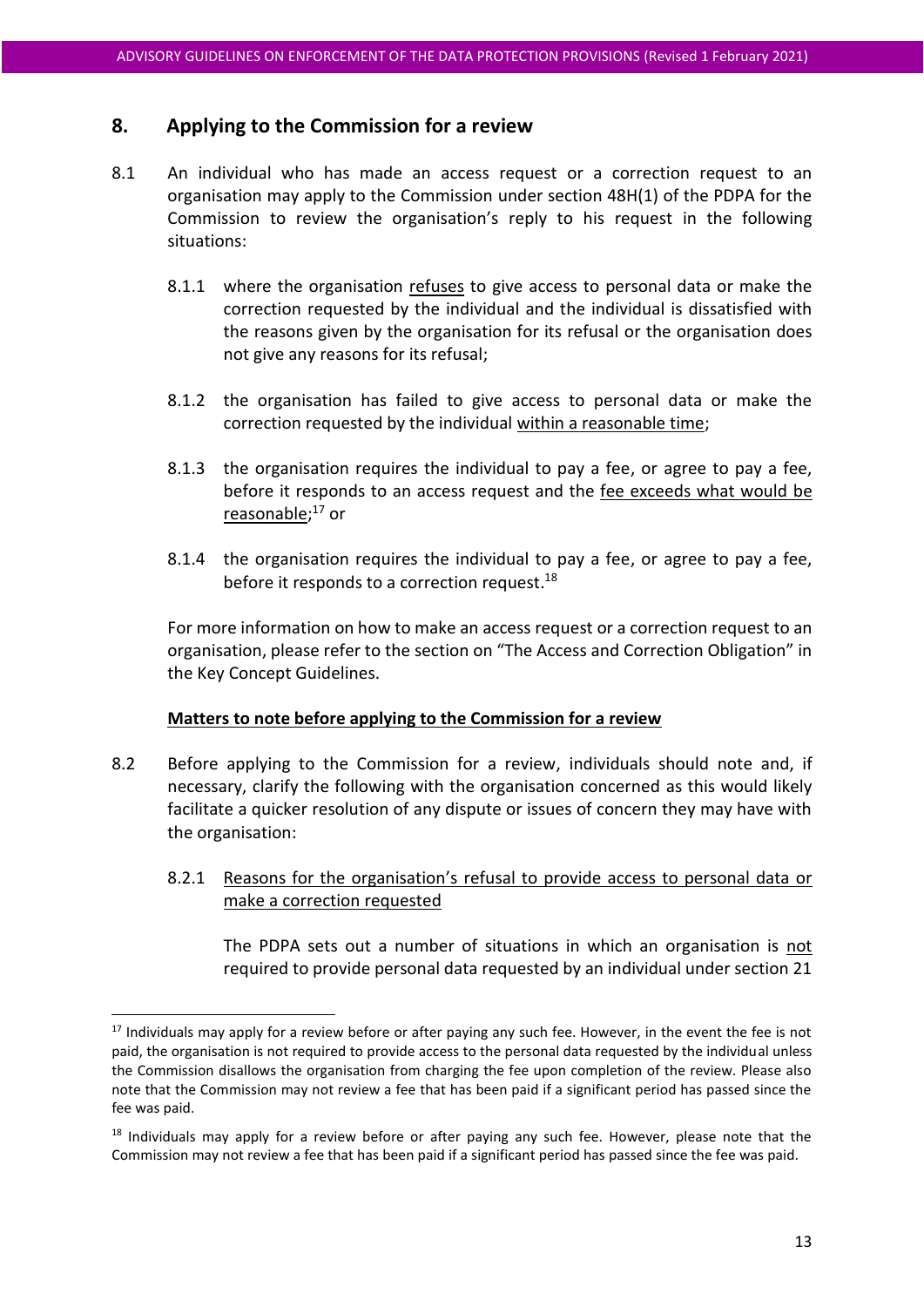## 8. Applying to the Commission for a review

8.1 An individual who has made an access request or a correction request to an organisation may apply to the Commission under section 48H(1) of the PDPA for the Commission to review the organisation's reply to his request in the following situations:

8.1.1 where the organisation refuses to give access to personal data or make the correction requested by the individual and the individual is dissatisfied with the reasons given by the organisation for its refusal or the organisation does not give any reasons for its refusal;

8.1.2 the organisation has failed to give access to personal data or make the correction requested by the individual within a reasonable time;

8.1.3 the organisation requires the individual to pay a fee, or agree to pay a fee, before it responds to an access request and the fee exceeds what would be reasonable;[17] or

8.1.4 the organisation requires the individual to pay a fee, or agree to pay a fee, before it responds to a correction request.[18]

For more information on how to make an access request or a correction request to an organisation, please refer to the section on "The Access and Correction Obligation" in the Key Concept Guidelines.

**Matters to note before applying to the Commission for a review**

8.2 Before applying to the Commission for a review, individuals should note and, if necessary, clarify the following with the organisation concerned as this would likely facilitate a quicker resolution of any dispute or issues of concern they may have with the organisation:

8.2.1 Reasons for the organisation's refusal to provide access to personal data or make a correction requested

The PDPA sets out a number of situations in which an organisation is not required to provide personal data requested by an individual under section 21

[17] Individuals may apply for a review before or after paying any such fee. However, in the event the fee is not paid, the organisation is not required to provide access to the personal data requested by the individual unless the Commission disallows the organisation from charging the fee upon completion of the review. Please also note that the Commission may not review a fee that has been paid if a significant period has passed since the fee was paid.

[18] Individuals may apply for a review before or after paying any such fee. However, please note that the Commission may not review a fee that has been paid if a significant period has passed since the fee was paid.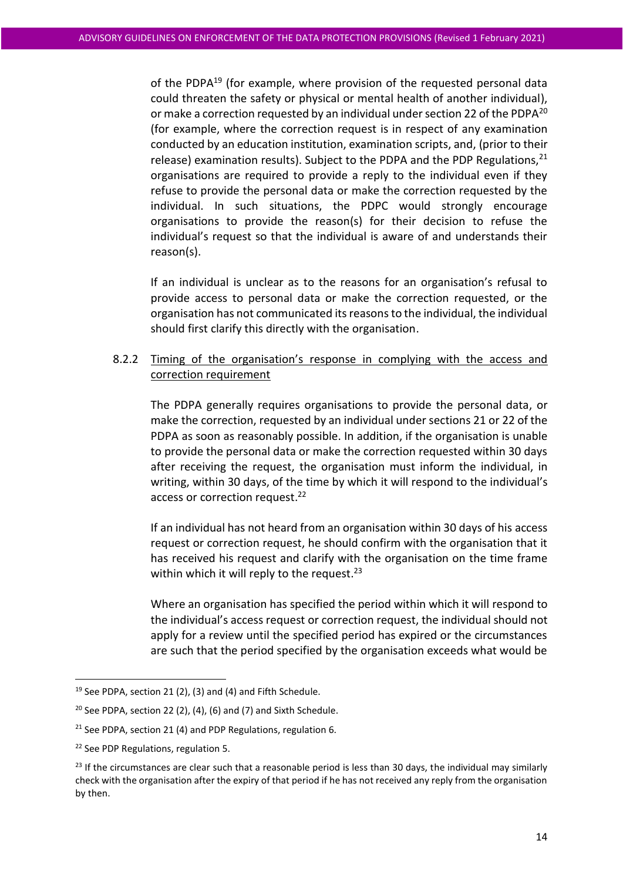of the PDPA[19] (for example, where provision of the requested personal data could threaten the safety or physical or mental health of another individual), or make a correction requested by an individual under section 22 of the PDPA[20] (for example, where the correction request is in respect of any examination conducted by an education institution, examination scripts, and, (prior to their release) examination results). Subject to the PDPA and the PDP Regulations,[21] organisations are required to provide a reply to the individual even if they refuse to provide the personal data or make the correction requested by the individual. In such situations, the PDPC would strongly encourage organisations to provide the reason(s) for their decision to refuse the individual's request so that the individual is aware of and understands their reason(s).

If an individual is unclear as to the reasons for an organisation's refusal to provide access to personal data or make the correction requested, or the organisation has not communicated its reasons to the individual, the individual should first clarify this directly with the organisation.

8.2.2 <u>Timing of the organisation's response in complying with the access and correction requirement</u>

The PDPA generally requires organisations to provide the personal data, or make the correction, requested by an individual under sections 21 or 22 of the PDPA as soon as reasonably possible. In addition, if the organisation is unable to provide the personal data or make the correction requested within 30 days after receiving the request, the organisation must inform the individual, in writing, within 30 days, of the time by which it will respond to the individual's access or correction request.[22]

If an individual has not heard from an organisation within 30 days of his access request or correction request, he should confirm with the organisation that it has received his request and clarify with the organisation on the time frame within which it will reply to the request.[23]

Where an organisation has specified the period within which it will respond to the individual's access request or correction request, the individual should not apply for a review until the specified period has expired or the circumstances are such that the period specified by the organisation exceeds what would be

---

[19] See PDPA, section 21 (2), (3) and (4) and Fifth Schedule.

[20] See PDPA, section 22 (2), (4), (6) and (7) and Sixth Schedule.

[21] See PDPA, section 21 (4) and PDP Regulations, regulation 6.

[22] See PDP Regulations, regulation 5.

[23] If the circumstances are clear such that a reasonable period is less than 30 days, the individual may similarly check with the organisation after the expiry of that period if he has not received any reply from the organisation by then.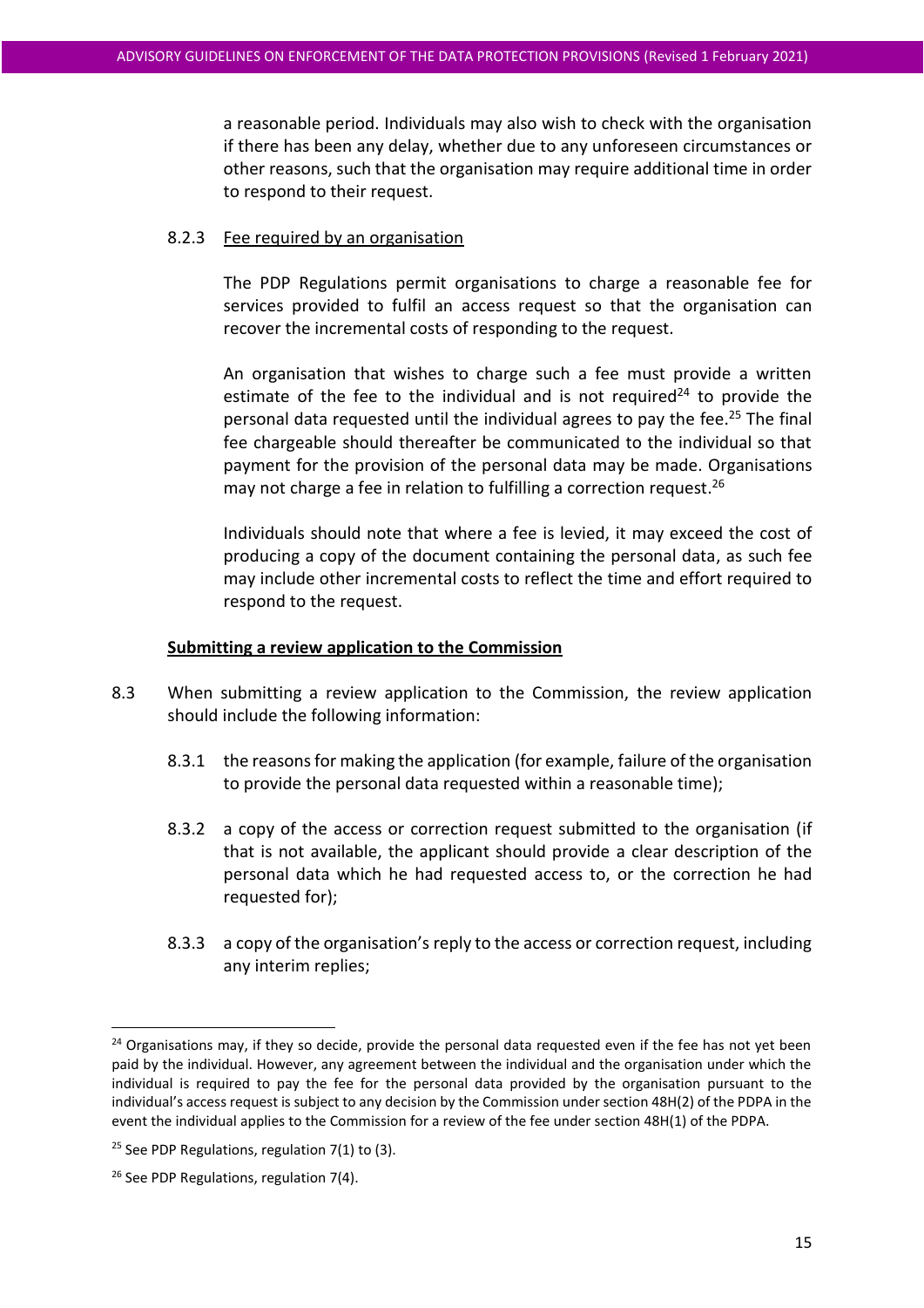a reasonable period. Individuals may also wish to check with the organisation if there has been any delay, whether due to any unforeseen circumstances or other reasons, such that the organisation may require additional time in order to respond to their request.

8.2.3 Fee required by an organisation

The PDP Regulations permit organisations to charge a reasonable fee for services provided to fulfil an access request so that the organisation can recover the incremental costs of responding to the request.

An organisation that wishes to charge such a fee must provide a written estimate of the fee to the individual and is not required[24] to provide the personal data requested until the individual agrees to pay the fee.[25] The final fee chargeable should thereafter be communicated to the individual so that payment for the provision of the personal data may be made. Organisations may not charge a fee in relation to fulfilling a correction request.[26]

Individuals should note that where a fee is levied, it may exceed the cost of producing a copy of the document containing the personal data, as such fee may include other incremental costs to reflect the time and effort required to respond to the request.

**Submitting a review application to the Commission**

8.3 When submitting a review application to the Commission, the review application should include the following information:

8.3.1 the reasons for making the application (for example, failure of the organisation to provide the personal data requested within a reasonable time);

8.3.2 a copy of the access or correction request submitted to the organisation (if that is not available, the applicant should provide a clear description of the personal data which he had requested access to, or the correction he had requested for);

8.3.3 a copy of the organisation's reply to the access or correction request, including any interim replies;

---

[24] Organisations may, if they so decide, provide the personal data requested even if the fee has not yet been paid by the individual. However, any agreement between the individual and the organisation under which the individual is required to pay the fee for the personal data provided by the organisation pursuant to the individual's access request is subject to any decision by the Commission under section 48H(2) of the PDPA in the event the individual applies to the Commission for a review of the fee under section 48H(1) of the PDPA.

[25] See PDP Regulations, regulation 7(1) to (3).

[26] See PDP Regulations, regulation 7(4).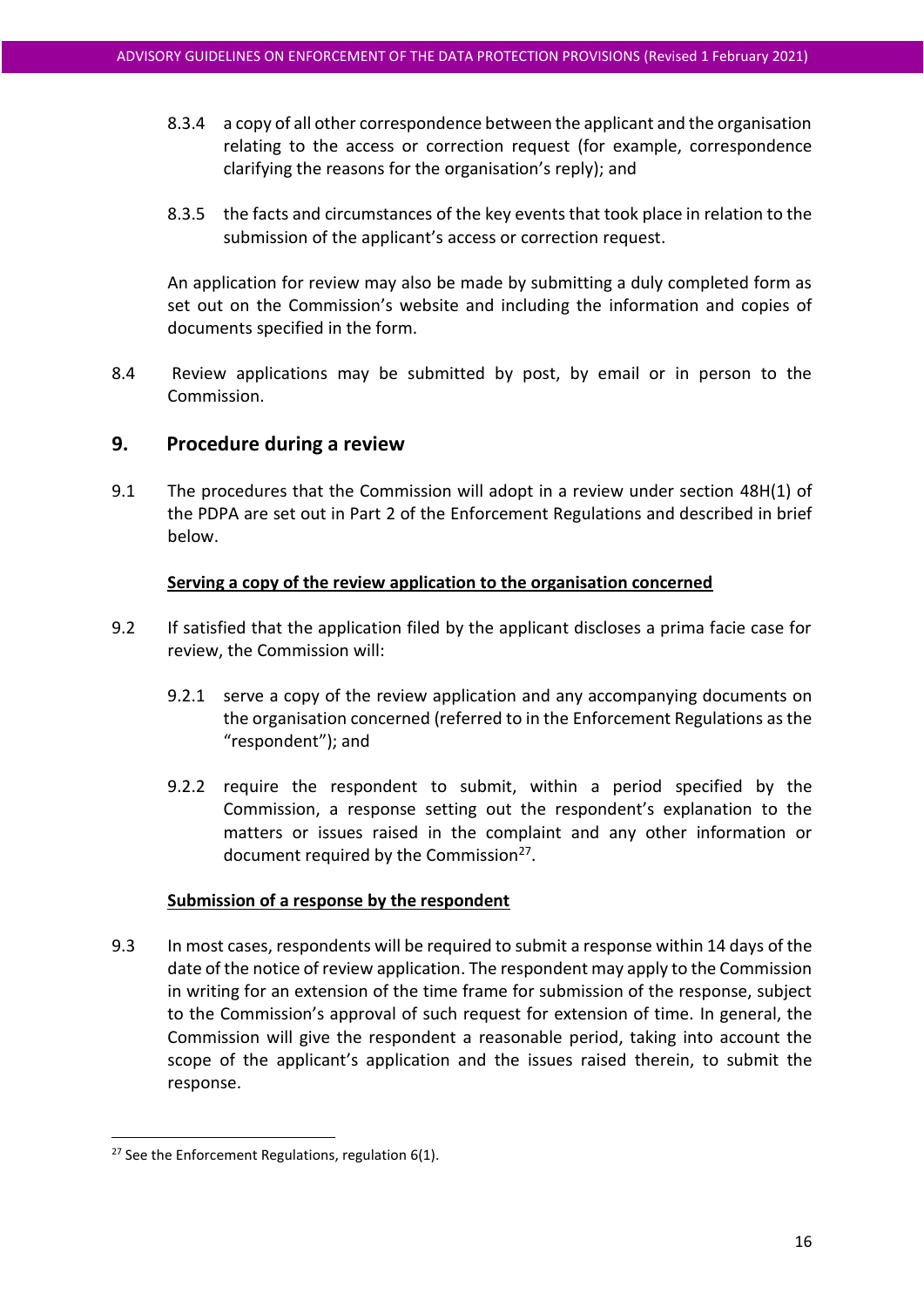8.3.4 a copy of all other correspondence between the applicant and the organisation relating to the access or correction request (for example, correspondence clarifying the reasons for the organisation's reply); and

8.3.5 the facts and circumstances of the key events that took place in relation to the submission of the applicant's access or correction request.

An application for review may also be made by submitting a duly completed form as set out on the Commission's website and including the information and copies of documents specified in the form.

8.4 Review applications may be submitted by post, by email or in person to the Commission.

## 9. Procedure during a review

9.1 The procedures that the Commission will adopt in a review under section 48H(1) of the PDPA are set out in Part 2 of the Enforcement Regulations and described in brief below.

**Serving a copy of the review application to the organisation concerned**

9.2 If satisfied that the application filed by the applicant discloses a prima facie case for review, the Commission will:

9.2.1 serve a copy of the review application and any accompanying documents on the organisation concerned (referred to in the Enforcement Regulations as the "respondent"); and

9.2.2 require the respondent to submit, within a period specified by the Commission, a response setting out the respondent's explanation to the matters or issues raised in the complaint and any other information or document required by the Commission[27].

**Submission of a response by the respondent**

9.3 In most cases, respondents will be required to submit a response within 14 days of the date of the notice of review application. The respondent may apply to the Commission in writing for an extension of the time frame for submission of the response, subject to the Commission's approval of such request for extension of time. In general, the Commission will give the respondent a reasonable period, taking into account the scope of the applicant's application and the issues raised therein, to submit the response.

[27] See the Enforcement Regulations, regulation 6(1).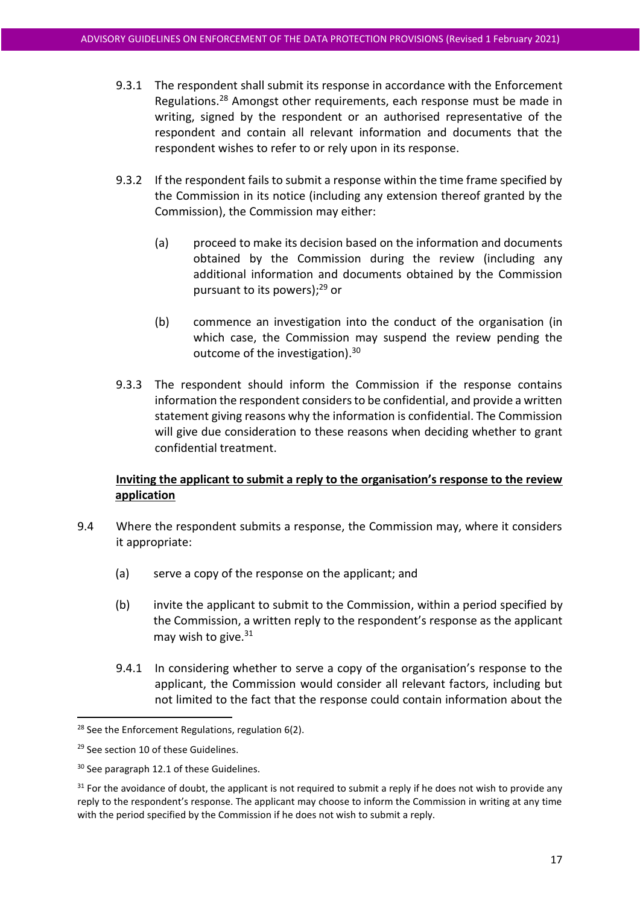9.3.1 The respondent shall submit its response in accordance with the Enforcement Regulations.[28] Amongst other requirements, each response must be made in writing, signed by the respondent or an authorised representative of the respondent and contain all relevant information and documents that the respondent wishes to refer to or rely upon in its response.

9.3.2 If the respondent fails to submit a response within the time frame specified by the Commission in its notice (including any extension thereof granted by the Commission), the Commission may either:

(a) proceed to make its decision based on the information and documents obtained by the Commission during the review (including any additional information and documents obtained by the Commission pursuant to its powers);[29] or

(b) commence an investigation into the conduct of the organisation (in which case, the Commission may suspend the review pending the outcome of the investigation).[30]

9.3.3 The respondent should inform the Commission if the response contains information the respondent considers to be confidential, and provide a written statement giving reasons why the information is confidential. The Commission will give due consideration to these reasons when deciding whether to grant confidential treatment.

**<u>Inviting the applicant to submit a reply to the organisation's response to the review application</u>**

9.4 Where the respondent submits a response, the Commission may, where it considers it appropriate:

(a) serve a copy of the response on the applicant; and

(b) invite the applicant to submit to the Commission, within a period specified by the Commission, a written reply to the respondent's response as the applicant may wish to give.[31]

9.4.1 In considering whether to serve a copy of the organisation's response to the applicant, the Commission would consider all relevant factors, including but not limited to the fact that the response could contain information about the

---

[28] See the Enforcement Regulations, regulation 6(2).

[29] See section 10 of these Guidelines.

[30] See paragraph 12.1 of these Guidelines.

[31] For the avoidance of doubt, the applicant is not required to submit a reply if he does not wish to provide any reply to the respondent's response. The applicant may choose to inform the Commission in writing at any time with the period specified by the Commission if he does not wish to submit a reply.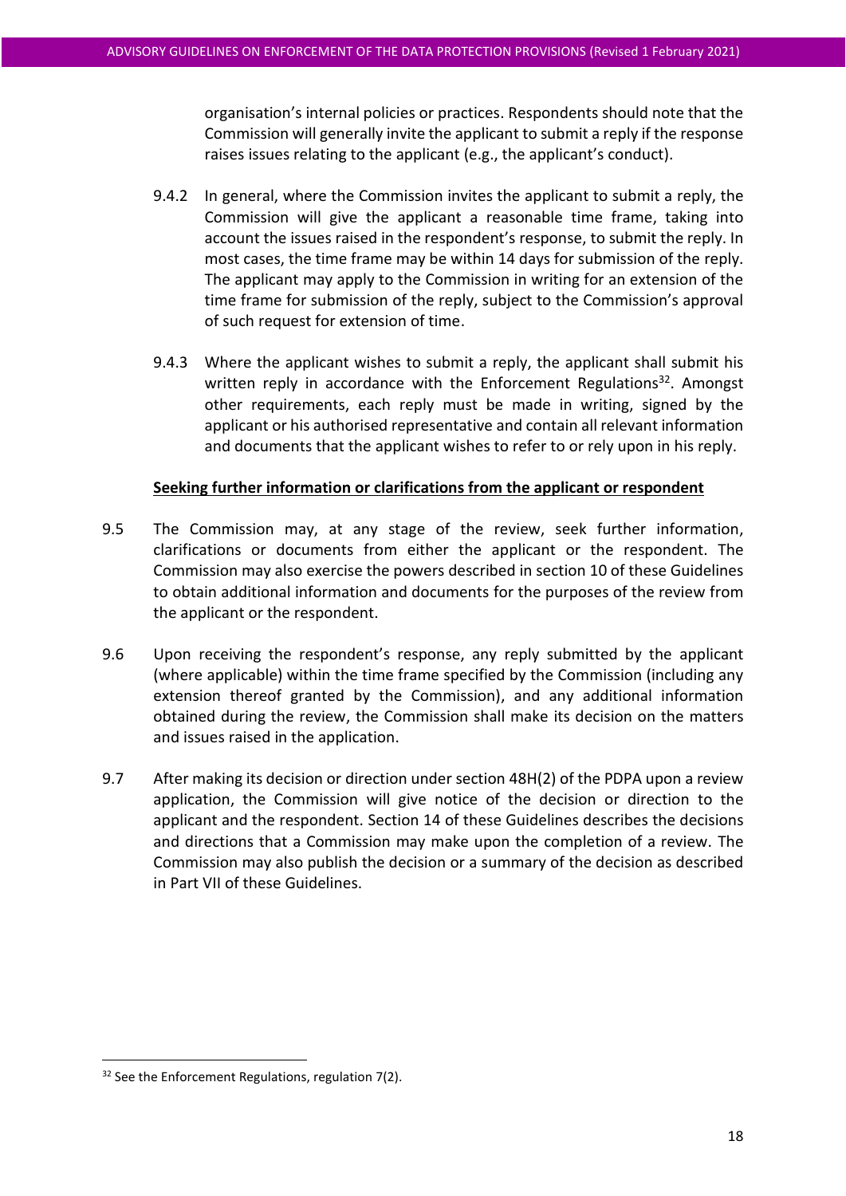organisation's internal policies or practices. Respondents should note that the Commission will generally invite the applicant to submit a reply if the response raises issues relating to the applicant (e.g., the applicant's conduct).

9.4.2 In general, where the Commission invites the applicant to submit a reply, the Commission will give the applicant a reasonable time frame, taking into account the issues raised in the respondent's response, to submit the reply. In most cases, the time frame may be within 14 days for submission of the reply. The applicant may apply to the Commission in writing for an extension of the time frame for submission of the reply, subject to the Commission's approval of such request for extension of time.

9.4.3 Where the applicant wishes to submit a reply, the applicant shall submit his written reply in accordance with the Enforcement Regulations[32]. Amongst other requirements, each reply must be made in writing, signed by the applicant or his authorised representative and contain all relevant information and documents that the applicant wishes to refer to or rely upon in his reply.

**Seeking further information or clarifications from the applicant or respondent**

9.5 The Commission may, at any stage of the review, seek further information, clarifications or documents from either the applicant or the respondent. The Commission may also exercise the powers described in section 10 of these Guidelines to obtain additional information and documents for the purposes of the review from the applicant or the respondent.

9.6 Upon receiving the respondent's response, any reply submitted by the applicant (where applicable) within the time frame specified by the Commission (including any extension thereof granted by the Commission), and any additional information obtained during the review, the Commission shall make its decision on the matters and issues raised in the application.

9.7 After making its decision or direction under section 48H(2) of the PDPA upon a review application, the Commission will give notice of the decision or direction to the applicant and the respondent. Section 14 of these Guidelines describes the decisions and directions that a Commission may make upon the completion of a review. The Commission may also publish the decision or a summary of the decision as described in Part VII of these Guidelines.

[32] See the Enforcement Regulations, regulation 7(2).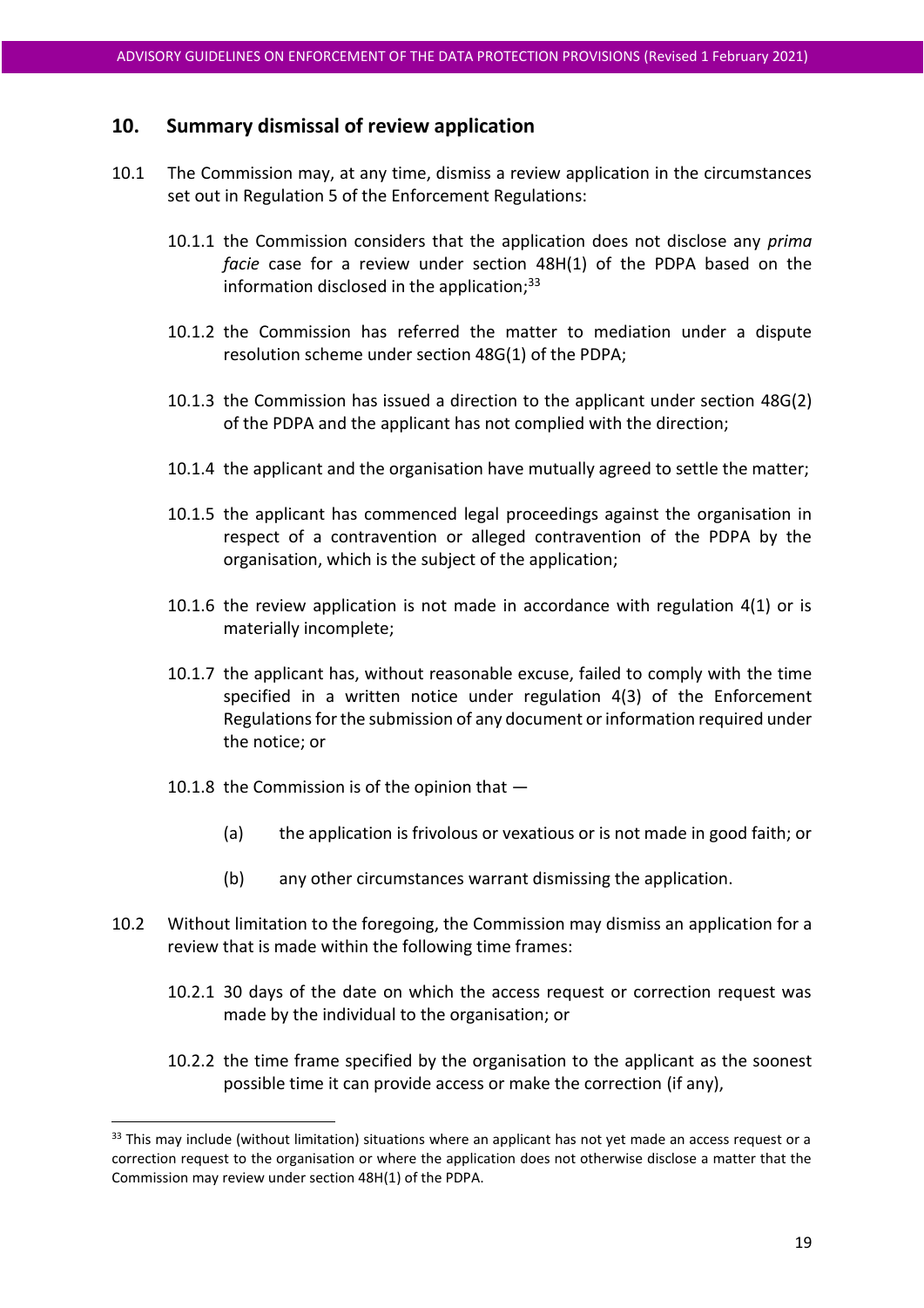## 10. Summary dismissal of review application

10.1 The Commission may, at any time, dismiss a review application in the circumstances set out in Regulation 5 of the Enforcement Regulations:

10.1.1 the Commission considers that the application does not disclose any *prima facie* case for a review under section 48H(1) of the PDPA based on the information disclosed in the application;[33]

10.1.2 the Commission has referred the matter to mediation under a dispute resolution scheme under section 48G(1) of the PDPA;

10.1.3 the Commission has issued a direction to the applicant under section 48G(2) of the PDPA and the applicant has not complied with the direction;

10.1.4 the applicant and the organisation have mutually agreed to settle the matter;

10.1.5 the applicant has commenced legal proceedings against the organisation in respect of a contravention or alleged contravention of the PDPA by the organisation, which is the subject of the application;

10.1.6 the review application is not made in accordance with regulation 4(1) or is materially incomplete;

10.1.7 the applicant has, without reasonable excuse, failed to comply with the time specified in a written notice under regulation 4(3) of the Enforcement Regulations for the submission of any document or information required under the notice; or

10.1.8 the Commission is of the opinion that —

(a) the application is frivolous or vexatious or is not made in good faith; or

(b) any other circumstances warrant dismissing the application.

10.2 Without limitation to the foregoing, the Commission may dismiss an application for a review that is made within the following time frames:

10.2.1 30 days of the date on which the access request or correction request was made by the individual to the organisation; or

10.2.2 the time frame specified by the organisation to the applicant as the soonest possible time it can provide access or make the correction (if any),

---

[33] This may include (without limitation) situations where an applicant has not yet made an access request or a correction request to the organisation or where the application does not otherwise disclose a matter that the Commission may review under section 48H(1) of the PDPA.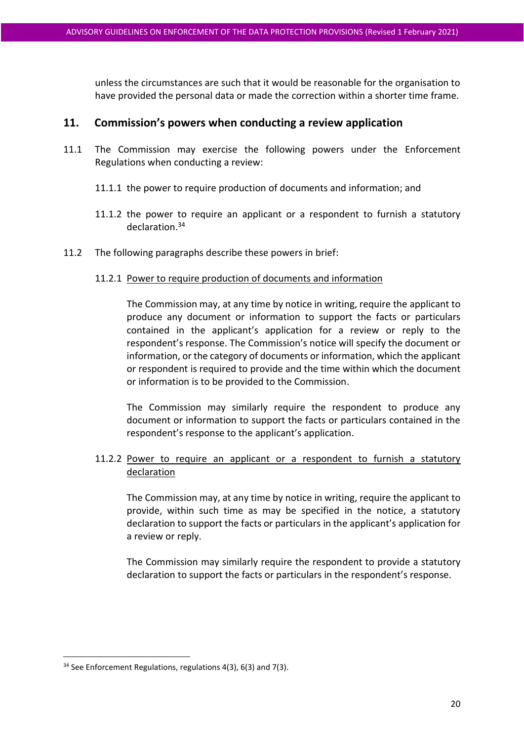unless the circumstances are such that it would be reasonable for the organisation to have provided the personal data or made the correction within a shorter time frame.

## 11. Commission's powers when conducting a review application

11.1 The Commission may exercise the following powers under the Enforcement Regulations when conducting a review:

11.1.1 the power to require production of documents and information; and

11.1.2 the power to require an applicant or a respondent to furnish a statutory declaration.[34]

11.2 The following paragraphs describe these powers in brief:

11.2.1 Power to require production of documents and information

The Commission may, at any time by notice in writing, require the applicant to produce any document or information to support the facts or particulars contained in the applicant's application for a review or reply to the respondent's response. The Commission's notice will specify the document or information, or the category of documents or information, which the applicant or respondent is required to provide and the time within which the document or information is to be provided to the Commission.

The Commission may similarly require the respondent to produce any document or information to support the facts or particulars contained in the respondent's response to the applicant's application.

11.2.2 Power to require an applicant or a respondent to furnish a statutory declaration

The Commission may, at any time by notice in writing, require the applicant to provide, within such time as may be specified in the notice, a statutory declaration to support the facts or particulars in the applicant's application for a review or reply.

The Commission may similarly require the respondent to provide a statutory declaration to support the facts or particulars in the respondent's response.

---

[34] See Enforcement Regulations, regulations 4(3), 6(3) and 7(3).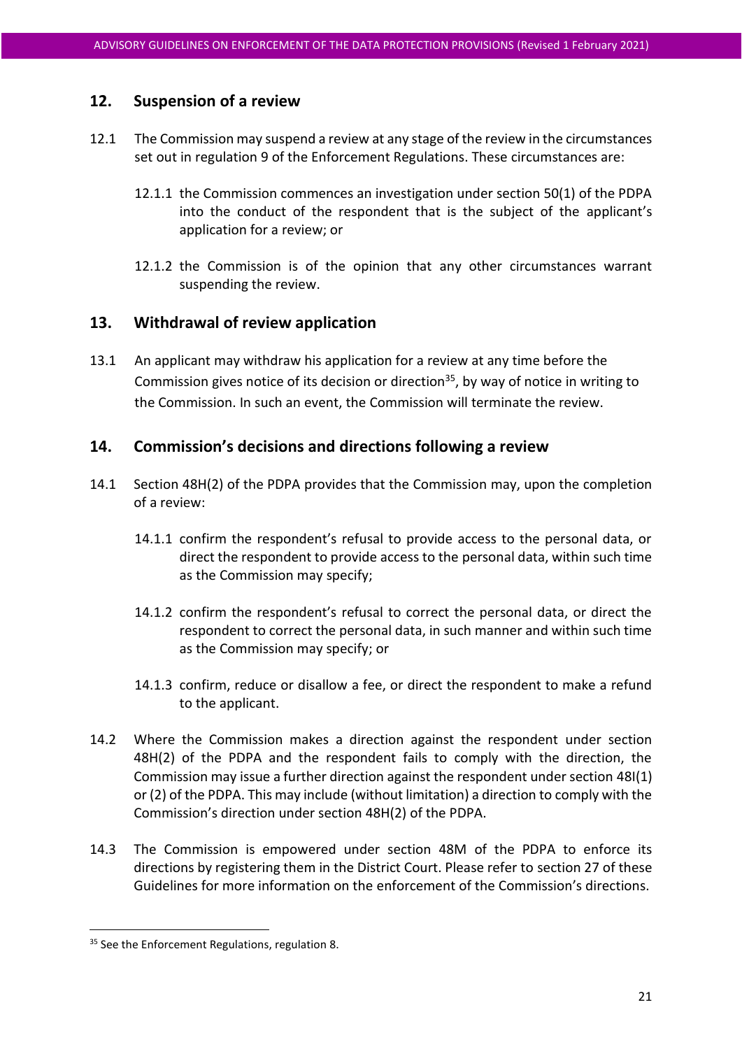## 12. Suspension of a review

12.1 The Commission may suspend a review at any stage of the review in the circumstances set out in regulation 9 of the Enforcement Regulations. These circumstances are:

12.1.1 the Commission commences an investigation under section 50(1) of the PDPA into the conduct of the respondent that is the subject of the applicant's application for a review; or

12.1.2 the Commission is of the opinion that any other circumstances warrant suspending the review.

## 13. Withdrawal of review application

13.1 An applicant may withdraw his application for a review at any time before the Commission gives notice of its decision or direction[35], by way of notice in writing to the Commission. In such an event, the Commission will terminate the review.

## 14. Commission's decisions and directions following a review

14.1 Section 48H(2) of the PDPA provides that the Commission may, upon the completion of a review:

14.1.1 confirm the respondent's refusal to provide access to the personal data, or direct the respondent to provide access to the personal data, within such time as the Commission may specify;

14.1.2 confirm the respondent's refusal to correct the personal data, or direct the respondent to correct the personal data, in such manner and within such time as the Commission may specify; or

14.1.3 confirm, reduce or disallow a fee, or direct the respondent to make a refund to the applicant.

14.2 Where the Commission makes a direction against the respondent under section 48H(2) of the PDPA and the respondent fails to comply with the direction, the Commission may issue a further direction against the respondent under section 48I(1) or (2) of the PDPA. This may include (without limitation) a direction to comply with the Commission's direction under section 48H(2) of the PDPA.

14.3 The Commission is empowered under section 48M of the PDPA to enforce its directions by registering them in the District Court. Please refer to section 27 of these Guidelines for more information on the enforcement of the Commission's directions.

---

[35] See the Enforcement Regulations, regulation 8.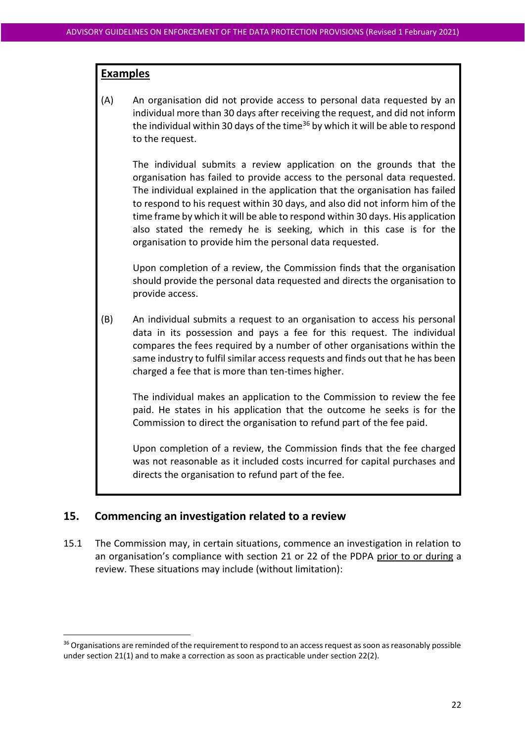**Examples**

(A) An organisation did not provide access to personal data requested by an individual more than 30 days after receiving the request, and did not inform the individual within 30 days of the time[36] by which it will be able to respond to the request.

The individual submits a review application on the grounds that the organisation has failed to provide access to the personal data requested. The individual explained in the application that the organisation has failed to respond to his request within 30 days, and also did not inform him of the time frame by which it will be able to respond within 30 days. His application also stated the remedy he is seeking, which in this case is for the organisation to provide him the personal data requested.

Upon completion of a review, the Commission finds that the organisation should provide the personal data requested and directs the organisation to provide access.

(B) An individual submits a request to an organisation to access his personal data in its possession and pays a fee for this request. The individual compares the fees required by a number of other organisations within the same industry to fulfil similar access requests and finds out that he has been charged a fee that is more than ten-times higher.

The individual makes an application to the Commission to review the fee paid. He states in his application that the outcome he seeks is for the Commission to direct the organisation to refund part of the fee paid.

Upon completion of a review, the Commission finds that the fee charged was not reasonable as it included costs incurred for capital purchases and directs the organisation to refund part of the fee.

## 15. Commencing an investigation related to a review

15.1 The Commission may, in certain situations, commence an investigation in relation to an organisation's compliance with section 21 or 22 of the PDPA prior to or during a review. These situations may include (without limitation):

[36] Organisations are reminded of the requirement to respond to an access request as soon as reasonably possible under section 21(1) and to make a correction as soon as practicable under section 22(2).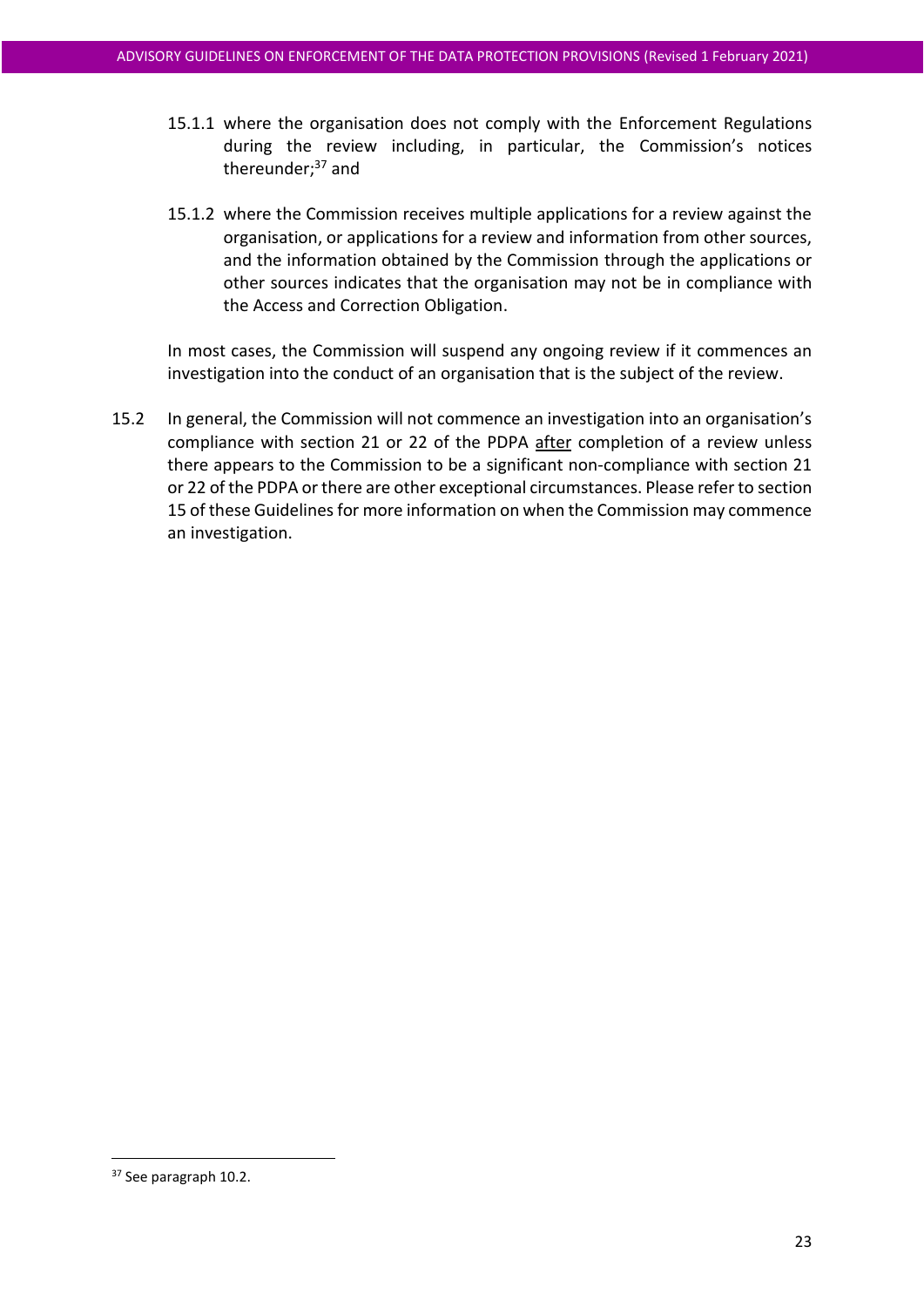15.1.1 where the organisation does not comply with the Enforcement Regulations during the review including, in particular, the Commission's notices thereunder;[37] and

15.1.2 where the Commission receives multiple applications for a review against the organisation, or applications for a review and information from other sources, and the information obtained by the Commission through the applications or other sources indicates that the organisation may not be in compliance with the Access and Correction Obligation.

In most cases, the Commission will suspend any ongoing review if it commences an investigation into the conduct of an organisation that is the subject of the review.

15.2 In general, the Commission will not commence an investigation into an organisation's compliance with section 21 or 22 of the PDPA <u>after</u> completion of a review unless there appears to the Commission to be a significant non-compliance with section 21 or 22 of the PDPA or there are other exceptional circumstances. Please refer to section 15 of these Guidelines for more information on when the Commission may commence an investigation.

---

[37] See paragraph 10.2.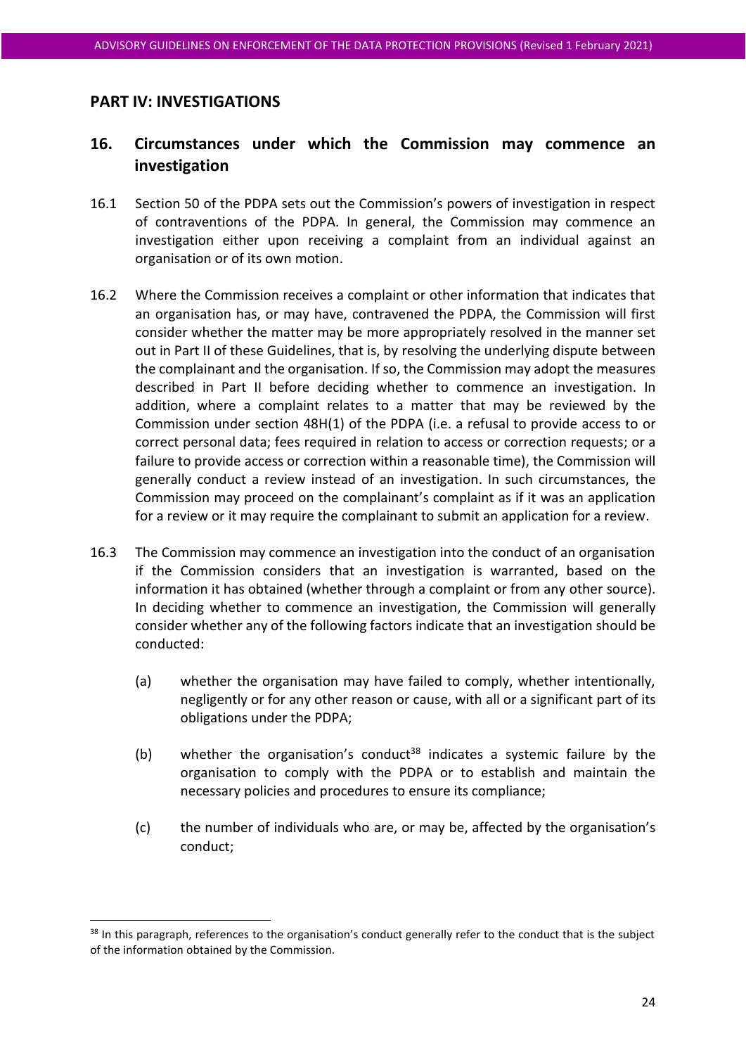## PART IV: INVESTIGATIONS

### 16. Circumstances under which the Commission may commence an investigation

16.1 Section 50 of the PDPA sets out the Commission's powers of investigation in respect of contraventions of the PDPA. In general, the Commission may commence an investigation either upon receiving a complaint from an individual against an organisation or of its own motion.

16.2 Where the Commission receives a complaint or other information that indicates that an organisation has, or may have, contravened the PDPA, the Commission will first consider whether the matter may be more appropriately resolved in the manner set out in Part II of these Guidelines, that is, by resolving the underlying dispute between the complainant and the organisation. If so, the Commission may adopt the measures described in Part II before deciding whether to commence an investigation. In addition, where a complaint relates to a matter that may be reviewed by the Commission under section 48H(1) of the PDPA (i.e. a refusal to provide access to or correct personal data; fees required in relation to access or correction requests; or a failure to provide access or correction within a reasonable time), the Commission will generally conduct a review instead of an investigation. In such circumstances, the Commission may proceed on the complainant's complaint as if it was an application for a review or it may require the complainant to submit an application for a review.

16.3 The Commission may commence an investigation into the conduct of an organisation if the Commission considers that an investigation is warranted, based on the information it has obtained (whether through a complaint or from any other source). In deciding whether to commence an investigation, the Commission will generally consider whether any of the following factors indicate that an investigation should be conducted:

(a) whether the organisation may have failed to comply, whether intentionally, negligently or for any other reason or cause, with all or a significant part of its obligations under the PDPA;

(b) whether the organisation's conduct[38] indicates a systemic failure by the organisation to comply with the PDPA or to establish and maintain the necessary policies and procedures to ensure its compliance;

(c) the number of individuals who are, or may be, affected by the organisation's conduct;

[38] In this paragraph, references to the organisation's conduct generally refer to the conduct that is the subject of the information obtained by the Commission.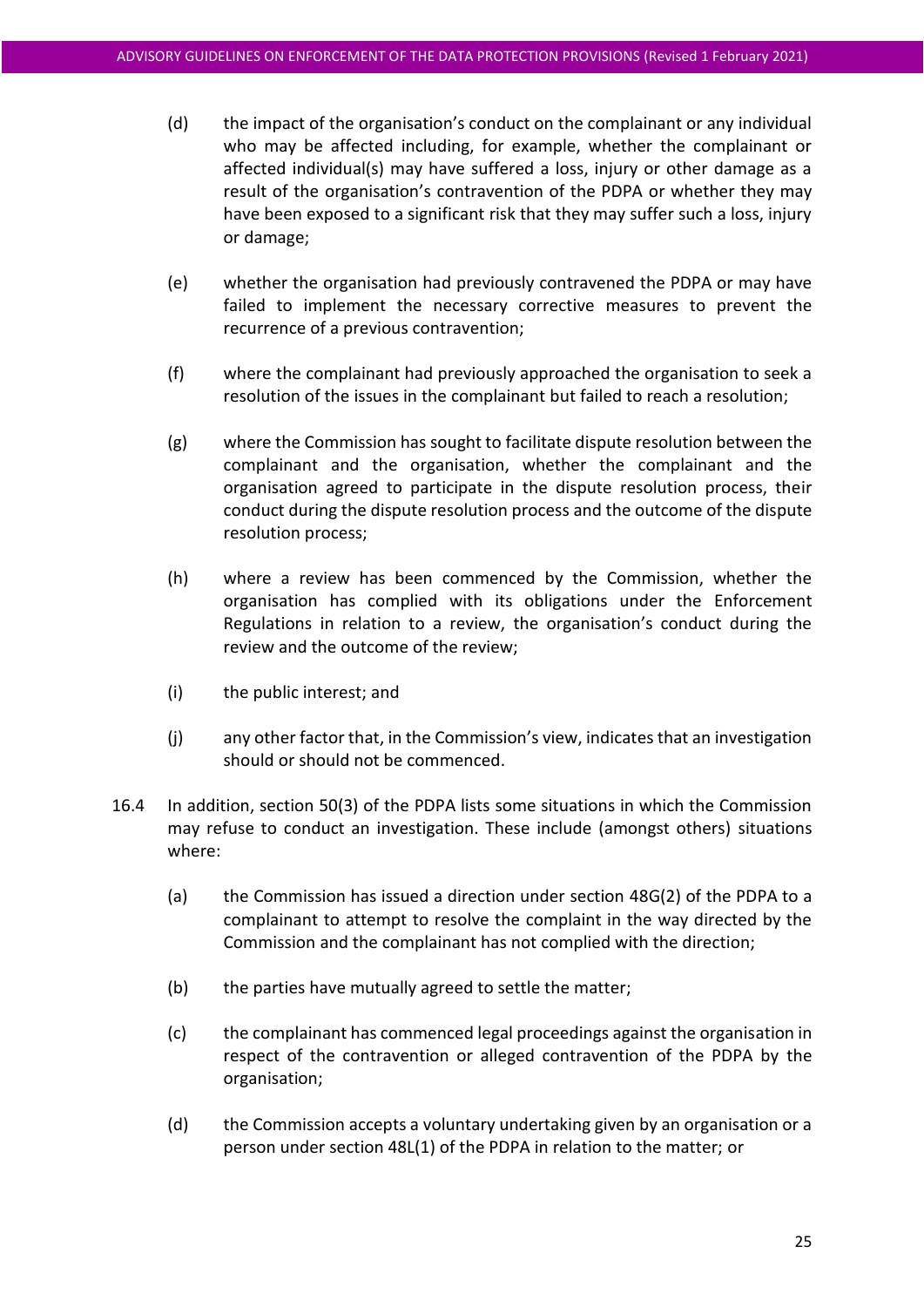(d) the impact of the organisation's conduct on the complainant or any individual who may be affected including, for example, whether the complainant or affected individual(s) may have suffered a loss, injury or other damage as a result of the organisation's contravention of the PDPA or whether they may have been exposed to a significant risk that they may suffer such a loss, injury or damage;

(e) whether the organisation had previously contravened the PDPA or may have failed to implement the necessary corrective measures to prevent the recurrence of a previous contravention;

(f) where the complainant had previously approached the organisation to seek a resolution of the issues in the complainant but failed to reach a resolution;

(g) where the Commission has sought to facilitate dispute resolution between the complainant and the organisation, whether the complainant and the organisation agreed to participate in the dispute resolution process, their conduct during the dispute resolution process and the outcome of the dispute resolution process;

(h) where a review has been commenced by the Commission, whether the organisation has complied with its obligations under the Enforcement Regulations in relation to a review, the organisation's conduct during the review and the outcome of the review;

(i) the public interest; and

(j) any other factor that, in the Commission's view, indicates that an investigation should or should not be commenced.

16.4 In addition, section 50(3) of the PDPA lists some situations in which the Commission may refuse to conduct an investigation. These include (amongst others) situations where:

(a) the Commission has issued a direction under section 48G(2) of the PDPA to a complainant to attempt to resolve the complaint in the way directed by the Commission and the complainant has not complied with the direction;

(b) the parties have mutually agreed to settle the matter;

(c) the complainant has commenced legal proceedings against the organisation in respect of the contravention or alleged contravention of the PDPA by the organisation;

(d) the Commission accepts a voluntary undertaking given by an organisation or a person under section 48L(1) of the PDPA in relation to the matter; or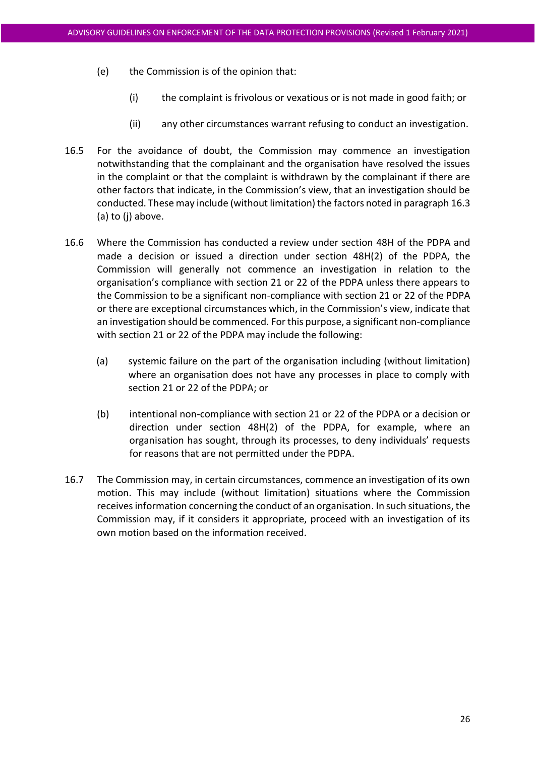(e) the Commission is of the opinion that:

   (i) the complaint is frivolous or vexatious or is not made in good faith; or

   (ii) any other circumstances warrant refusing to conduct an investigation.

16.5 For the avoidance of doubt, the Commission may commence an investigation notwithstanding that the complainant and the organisation have resolved the issues in the complaint or that the complaint is withdrawn by the complainant if there are other factors that indicate, in the Commission's view, that an investigation should be conducted. These may include (without limitation) the factors noted in paragraph 16.3 (a) to (j) above.

16.6 Where the Commission has conducted a review under section 48H of the PDPA and made a decision or issued a direction under section 48H(2) of the PDPA, the Commission will generally not commence an investigation in relation to the organisation's compliance with section 21 or 22 of the PDPA unless there appears to the Commission to be a significant non-compliance with section 21 or 22 of the PDPA or there are exceptional circumstances which, in the Commission's view, indicate that an investigation should be commenced. For this purpose, a significant non-compliance with section 21 or 22 of the PDPA may include the following:

(a) systemic failure on the part of the organisation including (without limitation) where an organisation does not have any processes in place to comply with section 21 or 22 of the PDPA; or

(b) intentional non-compliance with section 21 or 22 of the PDPA or a decision or direction under section 48H(2) of the PDPA, for example, where an organisation has sought, through its processes, to deny individuals' requests for reasons that are not permitted under the PDPA.

16.7 The Commission may, in certain circumstances, commence an investigation of its own motion. This may include (without limitation) situations where the Commission receives information concerning the conduct of an organisation. In such situations, the Commission may, if it considers it appropriate, proceed with an investigation of its own motion based on the information received.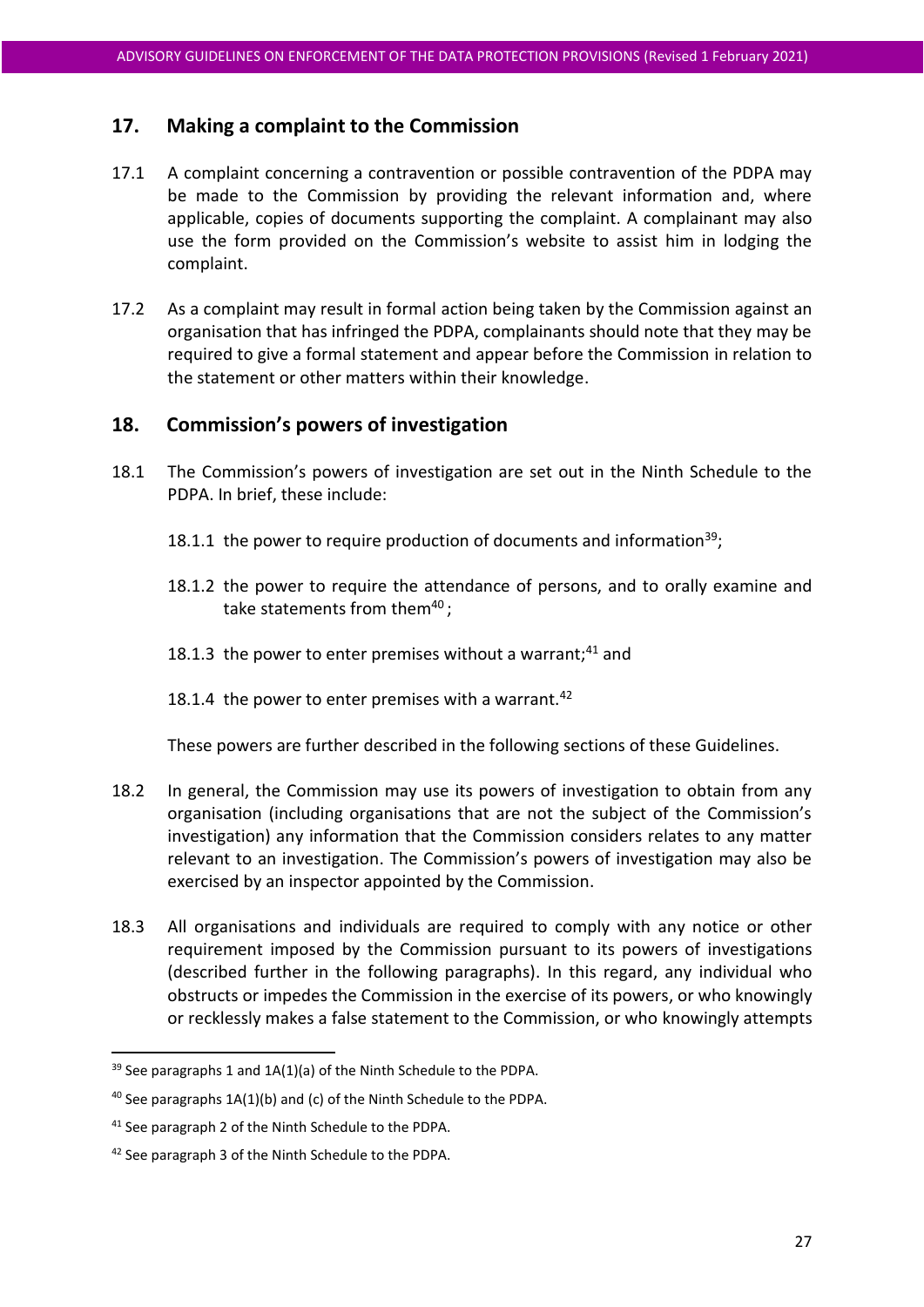## 17. Making a complaint to the Commission

17.1 A complaint concerning a contravention or possible contravention of the PDPA may be made to the Commission by providing the relevant information and, where applicable, copies of documents supporting the complaint. A complainant may also use the form provided on the Commission's website to assist him in lodging the complaint.

17.2 As a complaint may result in formal action being taken by the Commission against an organisation that has infringed the PDPA, complainants should note that they may be required to give a formal statement and appear before the Commission in relation to the statement or other matters within their knowledge.

## 18. Commission's powers of investigation

18.1 The Commission's powers of investigation are set out in the Ninth Schedule to the PDPA. In brief, these include:

18.1.1 the power to require production of documents and information[39];

18.1.2 the power to require the attendance of persons, and to orally examine and take statements from them[40];

18.1.3 the power to enter premises without a warrant;[41] and

18.1.4 the power to enter premises with a warrant.[42]

These powers are further described in the following sections of these Guidelines.

18.2 In general, the Commission may use its powers of investigation to obtain from any organisation (including organisations that are not the subject of the Commission's investigation) any information that the Commission considers relates to any matter relevant to an investigation. The Commission's powers of investigation may also be exercised by an inspector appointed by the Commission.

18.3 All organisations and individuals are required to comply with any notice or other requirement imposed by the Commission pursuant to its powers of investigations (described further in the following paragraphs). In this regard, any individual who obstructs or impedes the Commission in the exercise of its powers, or who knowingly or recklessly makes a false statement to the Commission, or who knowingly attempts

---

[39] See paragraphs 1 and 1A(1)(a) of the Ninth Schedule to the PDPA.

[40] See paragraphs 1A(1)(b) and (c) of the Ninth Schedule to the PDPA.

[41] See paragraph 2 of the Ninth Schedule to the PDPA.

[42] See paragraph 3 of the Ninth Schedule to the PDPA.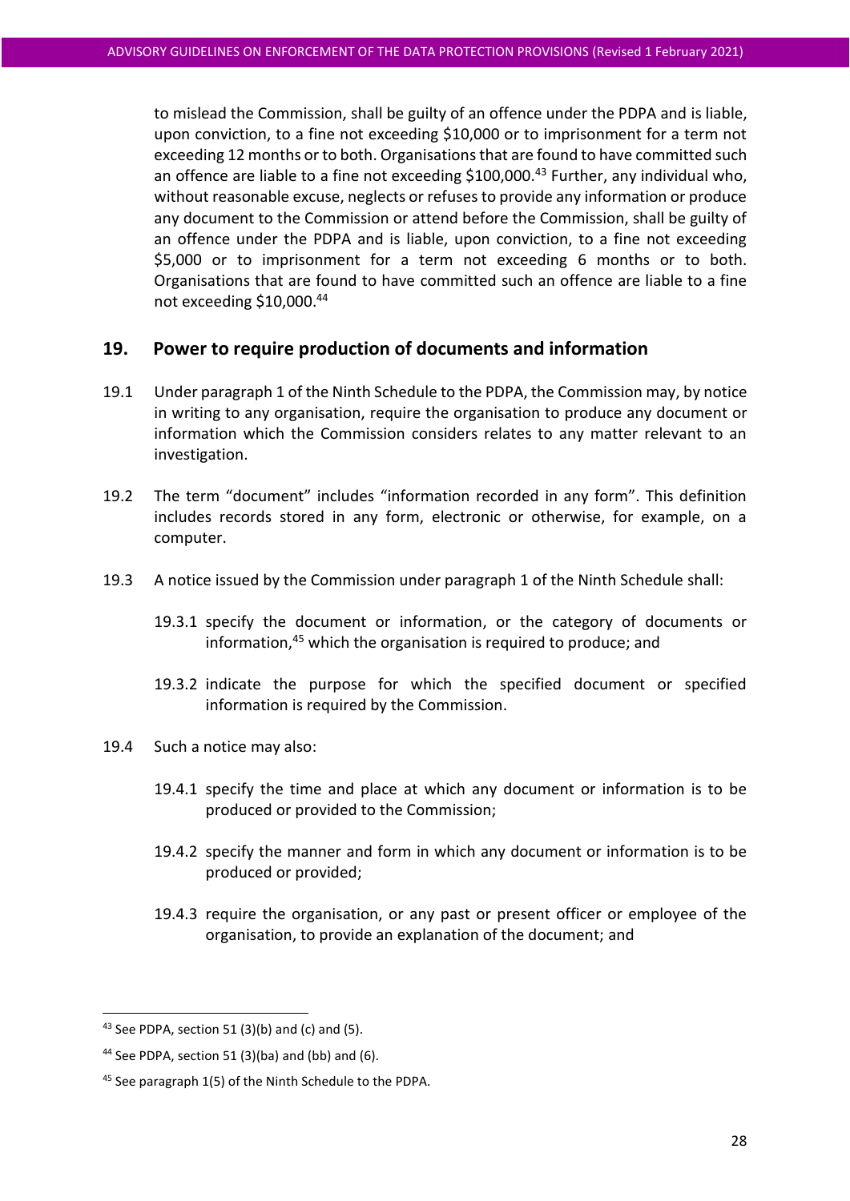to mislead the Commission, shall be guilty of an offence under the PDPA and is liable, upon conviction, to a fine not exceeding $10,000 or to imprisonment for a term not exceeding 12 months or to both. Organisations that are found to have committed such an offence are liable to a fine not exceeding $100,000.[43] Further, any individual who, without reasonable excuse, neglects or refuses to provide any information or produce any document to the Commission or attend before the Commission, shall be guilty of an offence under the PDPA and is liable, upon conviction, to a fine not exceeding $5,000 or to imprisonment for a term not exceeding 6 months or to both. Organisations that are found to have committed such an offence are liable to a fine not exceeding $10,000.[44]

## 19. Power to require production of documents and information

19.1 Under paragraph 1 of the Ninth Schedule to the PDPA, the Commission may, by notice in writing to any organisation, require the organisation to produce any document or information which the Commission considers relates to any matter relevant to an investigation.

19.2 The term "document" includes "information recorded in any form". This definition includes records stored in any form, electronic or otherwise, for example, on a computer.

19.3 A notice issued by the Commission under paragraph 1 of the Ninth Schedule shall:

19.3.1 specify the document or information, or the category of documents or information,[45] which the organisation is required to produce; and

19.3.2 indicate the purpose for which the specified document or specified information is required by the Commission.

19.4 Such a notice may also:

19.4.1 specify the time and place at which any document or information is to be produced or provided to the Commission;

19.4.2 specify the manner and form in which any document or information is to be produced or provided;

19.4.3 require the organisation, or any past or present officer or employee of the organisation, to provide an explanation of the document; and

---

[43] See PDPA, section 51 (3)(b) and (c) and (5).

[44] See PDPA, section 51 (3)(ba) and (bb) and (6).

[45] See paragraph 1(5) of the Ninth Schedule to the PDPA.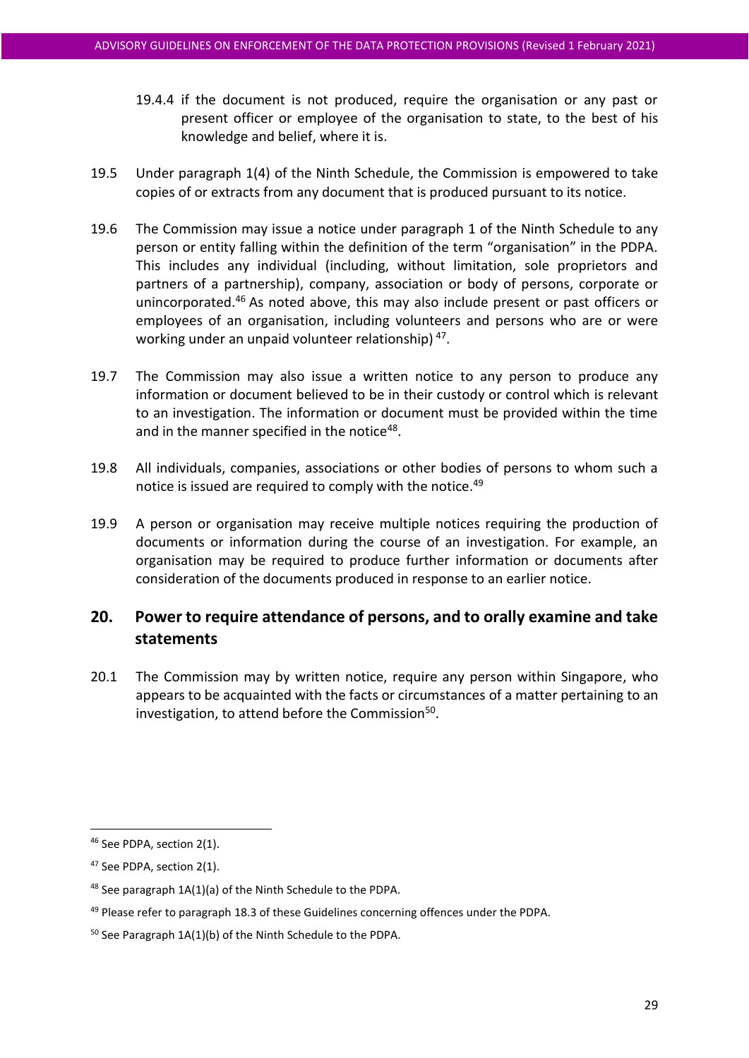19.4.4 if the document is not produced, require the organisation or any past or present officer or employee of the organisation to state, to the best of his knowledge and belief, where it is.

19.5 Under paragraph 1(4) of the Ninth Schedule, the Commission is empowered to take copies of or extracts from any document that is produced pursuant to its notice.

19.6 The Commission may issue a notice under paragraph 1 of the Ninth Schedule to any person or entity falling within the definition of the term "organisation" in the PDPA. This includes any individual (including, without limitation, sole proprietors and partners of a partnership), company, association or body of persons, corporate or unincorporated.[46] As noted above, this may also include present or past officers or employees of an organisation, including volunteers and persons who are or were working under an unpaid volunteer relationship) [47].

19.7 The Commission may also issue a written notice to any person to produce any information or document believed to be in their custody or control which is relevant to an investigation. The information or document must be provided within the time and in the manner specified in the notice[48].

19.8 All individuals, companies, associations or other bodies of persons to whom such a notice is issued are required to comply with the notice.[49]

19.9 A person or organisation may receive multiple notices requiring the production of documents or information during the course of an investigation. For example, an organisation may be required to produce further information or documents after consideration of the documents produced in response to an earlier notice.

## 20. Power to require attendance of persons, and to orally examine and take statements

20.1 The Commission may by written notice, require any person within Singapore, who appears to be acquainted with the facts or circumstances of a matter pertaining to an investigation, to attend before the Commission[50].

---

[46] See PDPA, section 2(1).

[47] See PDPA, section 2(1).

[48] See paragraph 1A(1)(a) of the Ninth Schedule to the PDPA.

[49] Please refer to paragraph 18.3 of these Guidelines concerning offences under the PDPA.

[50] See Paragraph 1A(1)(b) of the Ninth Schedule to the PDPA.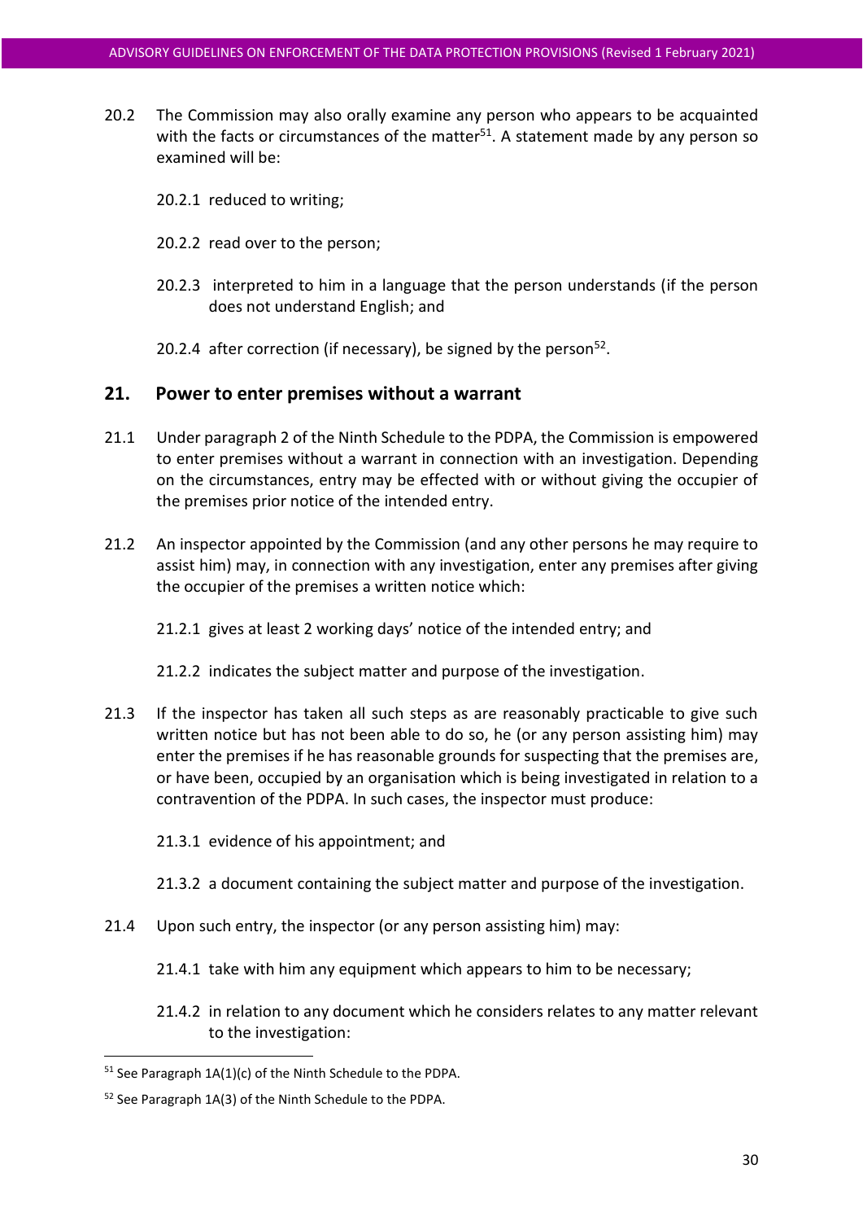20.2 The Commission may also orally examine any person who appears to be acquainted with the facts or circumstances of the matter[51]. A statement made by any person so examined will be:

20.2.1 reduced to writing;

20.2.2 read over to the person;

20.2.3 interpreted to him in a language that the person understands (if the person does not understand English; and

20.2.4 after correction (if necessary), be signed by the person[52].

## 21. Power to enter premises without a warrant

21.1 Under paragraph 2 of the Ninth Schedule to the PDPA, the Commission is empowered to enter premises without a warrant in connection with an investigation. Depending on the circumstances, entry may be effected with or without giving the occupier of the premises prior notice of the intended entry.

21.2 An inspector appointed by the Commission (and any other persons he may require to assist him) may, in connection with any investigation, enter any premises after giving the occupier of the premises a written notice which:

21.2.1 gives at least 2 working days' notice of the intended entry; and

21.2.2 indicates the subject matter and purpose of the investigation.

21.3 If the inspector has taken all such steps as are reasonably practicable to give such written notice but has not been able to do so, he (or any person assisting him) may enter the premises if he has reasonable grounds for suspecting that the premises are, or have been, occupied by an organisation which is being investigated in relation to a contravention of the PDPA. In such cases, the inspector must produce:

21.3.1 evidence of his appointment; and

21.3.2 a document containing the subject matter and purpose of the investigation.

21.4 Upon such entry, the inspector (or any person assisting him) may:

21.4.1 take with him any equipment which appears to him to be necessary;

21.4.2 in relation to any document which he considers relates to any matter relevant to the investigation:

---

[51] See Paragraph 1A(1)(c) of the Ninth Schedule to the PDPA.

[52] See Paragraph 1A(3) of the Ninth Schedule to the PDPA.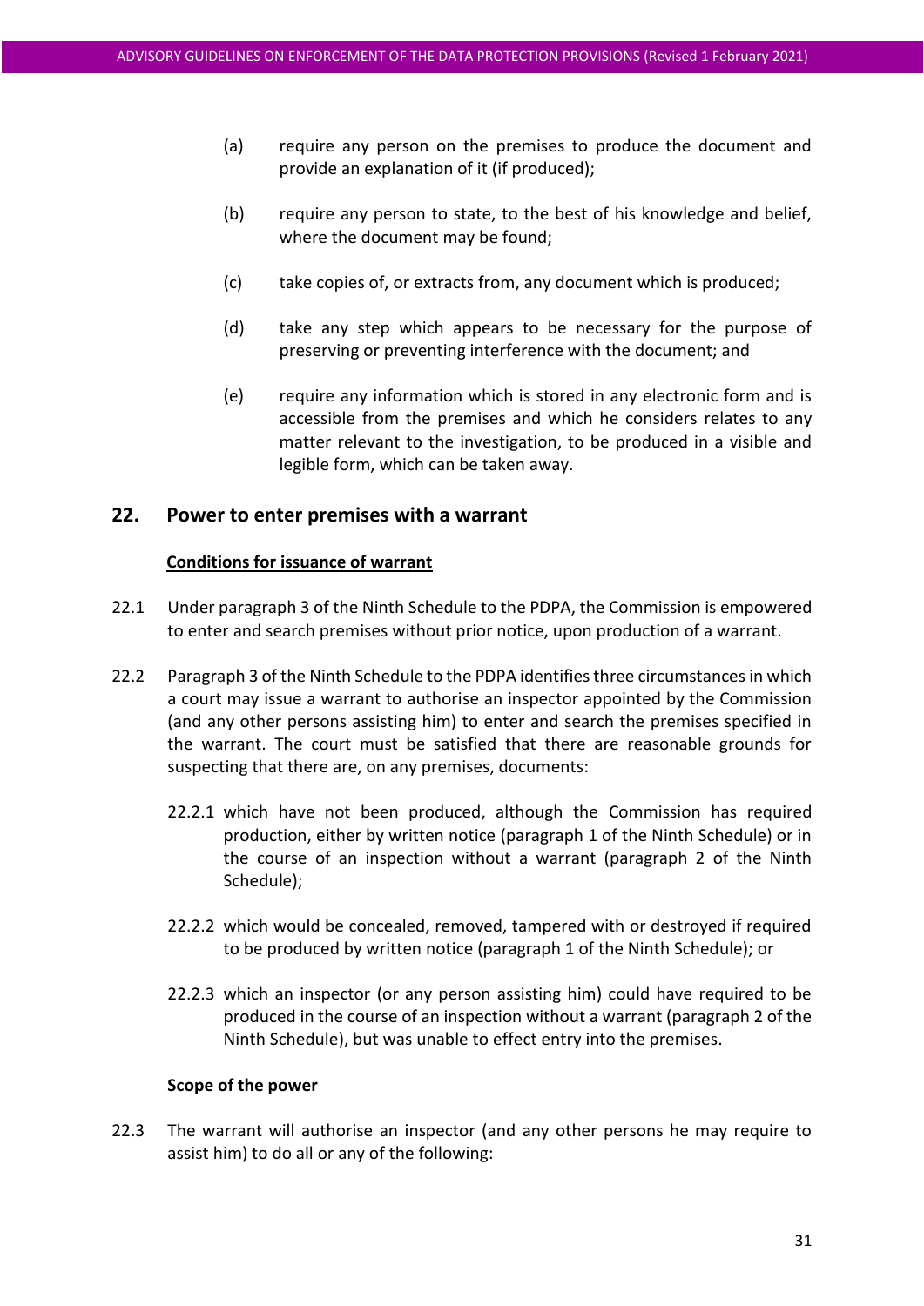(a) require any person on the premises to produce the document and provide an explanation of it (if produced);

(b) require any person to state, to the best of his knowledge and belief, where the document may be found;

(c) take copies of, or extracts from, any document which is produced;

(d) take any step which appears to be necessary for the purpose of preserving or preventing interference with the document; and

(e) require any information which is stored in any electronic form and is accessible from the premises and which he considers relates to any matter relevant to the investigation, to be produced in a visible and legible form, which can be taken away.

## 22. Power to enter premises with a warrant

**Conditions for issuance of warrant**

22.1 Under paragraph 3 of the Ninth Schedule to the PDPA, the Commission is empowered to enter and search premises without prior notice, upon production of a warrant.

22.2 Paragraph 3 of the Ninth Schedule to the PDPA identifies three circumstances in which a court may issue a warrant to authorise an inspector appointed by the Commission (and any other persons assisting him) to enter and search the premises specified in the warrant. The court must be satisfied that there are reasonable grounds for suspecting that there are, on any premises, documents:

22.2.1 which have not been produced, although the Commission has required production, either by written notice (paragraph 1 of the Ninth Schedule) or in the course of an inspection without a warrant (paragraph 2 of the Ninth Schedule);

22.2.2 which would be concealed, removed, tampered with or destroyed if required to be produced by written notice (paragraph 1 of the Ninth Schedule); or

22.2.3 which an inspector (or any person assisting him) could have required to be produced in the course of an inspection without a warrant (paragraph 2 of the Ninth Schedule), but was unable to effect entry into the premises.

**Scope of the power**

22.3 The warrant will authorise an inspector (and any other persons he may require to assist him) to do all or any of the following: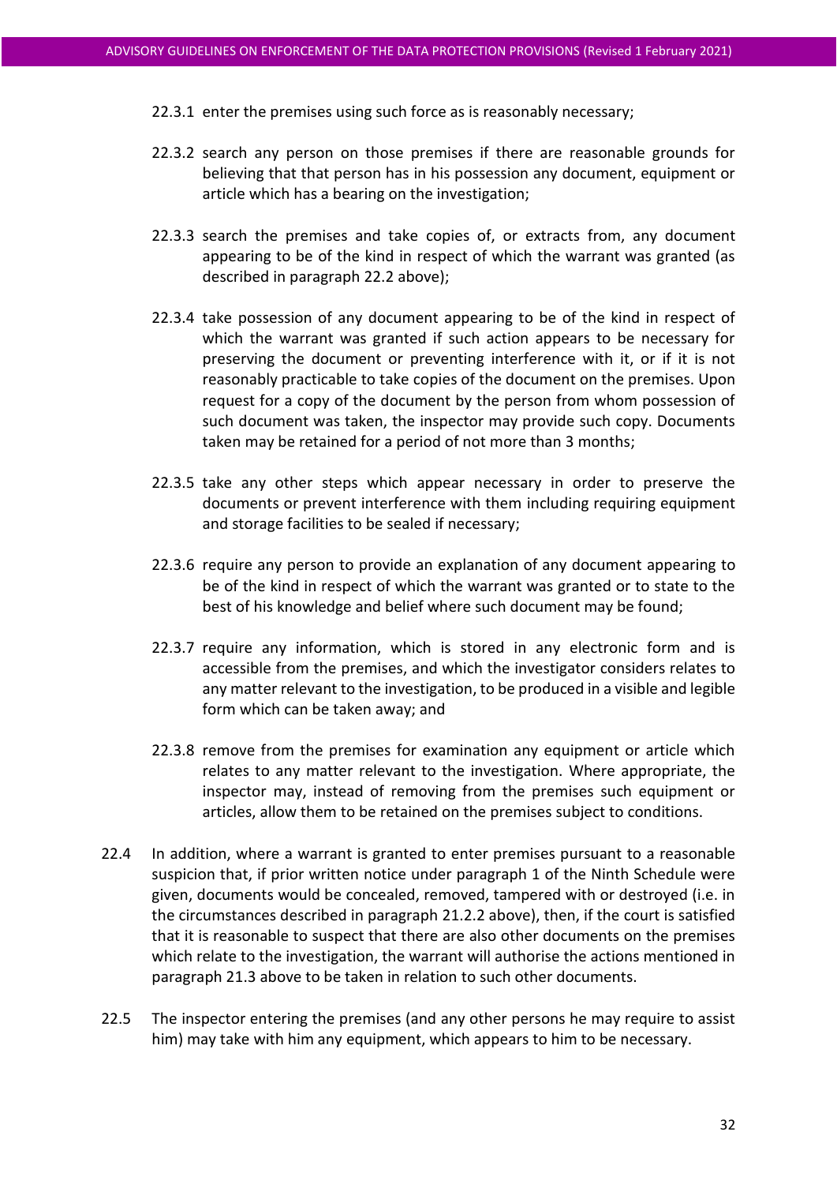22.3.1 enter the premises using such force as is reasonably necessary;

22.3.2 search any person on those premises if there are reasonable grounds for believing that that person has in his possession any document, equipment or article which has a bearing on the investigation;

22.3.3 search the premises and take copies of, or extracts from, any document appearing to be of the kind in respect of which the warrant was granted (as described in paragraph 22.2 above);

22.3.4 take possession of any document appearing to be of the kind in respect of which the warrant was granted if such action appears to be necessary for preserving the document or preventing interference with it, or if it is not reasonably practicable to take copies of the document on the premises. Upon request for a copy of the document by the person from whom possession of such document was taken, the inspector may provide such copy. Documents taken may be retained for a period of not more than 3 months;

22.3.5 take any other steps which appear necessary in order to preserve the documents or prevent interference with them including requiring equipment and storage facilities to be sealed if necessary;

22.3.6 require any person to provide an explanation of any document appearing to be of the kind in respect of which the warrant was granted or to state to the best of his knowledge and belief where such document may be found;

22.3.7 require any information, which is stored in any electronic form and is accessible from the premises, and which the investigator considers relates to any matter relevant to the investigation, to be produced in a visible and legible form which can be taken away; and

22.3.8 remove from the premises for examination any equipment or article which relates to any matter relevant to the investigation. Where appropriate, the inspector may, instead of removing from the premises such equipment or articles, allow them to be retained on the premises subject to conditions.

22.4 In addition, where a warrant is granted to enter premises pursuant to a reasonable suspicion that, if prior written notice under paragraph 1 of the Ninth Schedule were given, documents would be concealed, removed, tampered with or destroyed (i.e. in the circumstances described in paragraph 21.2.2 above), then, if the court is satisfied that it is reasonable to suspect that there are also other documents on the premises which relate to the investigation, the warrant will authorise the actions mentioned in paragraph 21.3 above to be taken in relation to such other documents.

22.5 The inspector entering the premises (and any other persons he may require to assist him) may take with him any equipment, which appears to him to be necessary.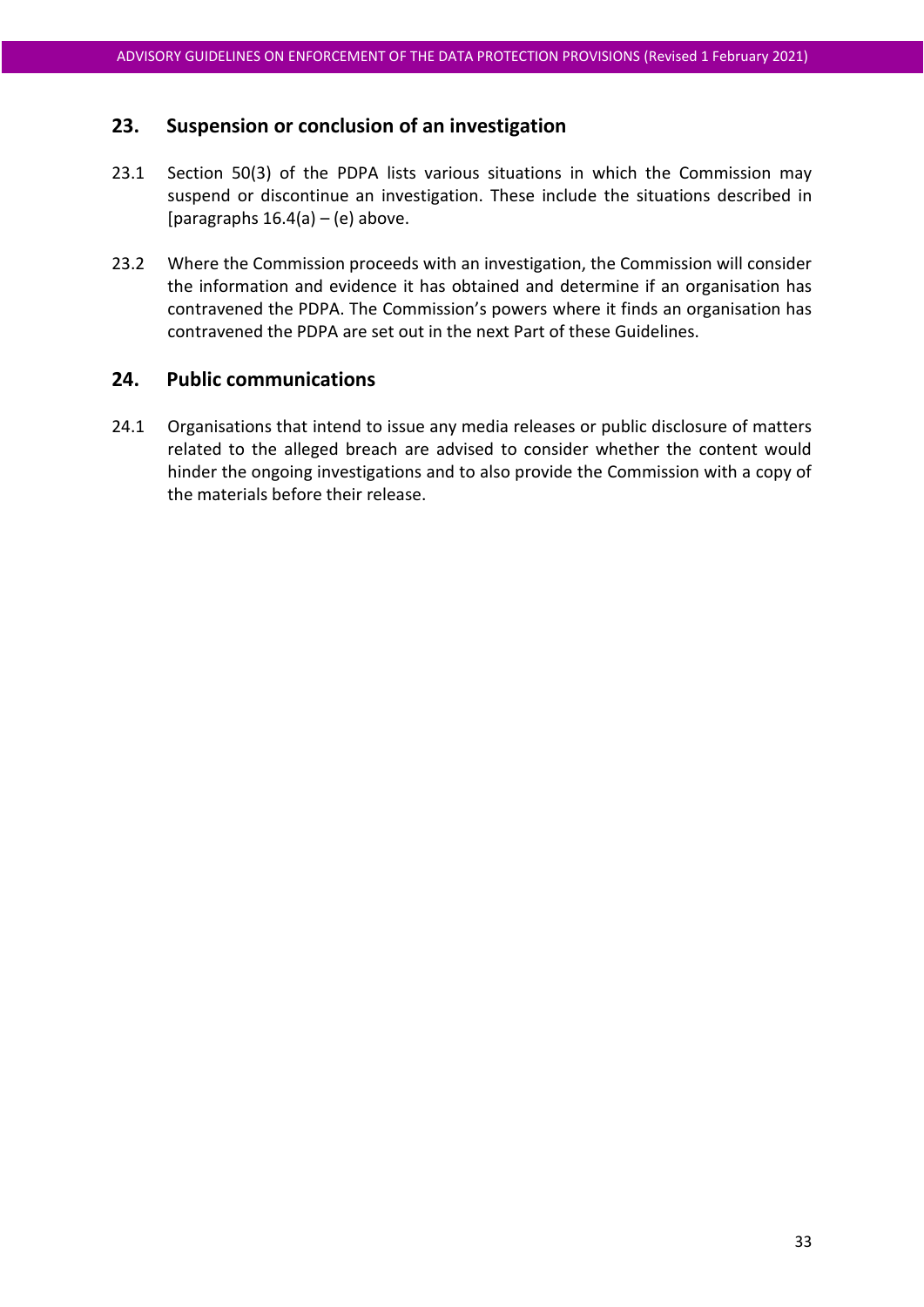## 23. Suspension or conclusion of an investigation

23.1 Section 50(3) of the PDPA lists various situations in which the Commission may suspend or discontinue an investigation. These include the situations described in [paragraphs 16.4(a) – (e) above.

23.2 Where the Commission proceeds with an investigation, the Commission will consider the information and evidence it has obtained and determine if an organisation has contravened the PDPA. The Commission's powers where it finds an organisation has contravened the PDPA are set out in the next Part of these Guidelines.

## 24. Public communications

24.1 Organisations that intend to issue any media releases or public disclosure of matters related to the alleged breach are advised to consider whether the content would hinder the ongoing investigations and to also provide the Commission with a copy of the materials before their release.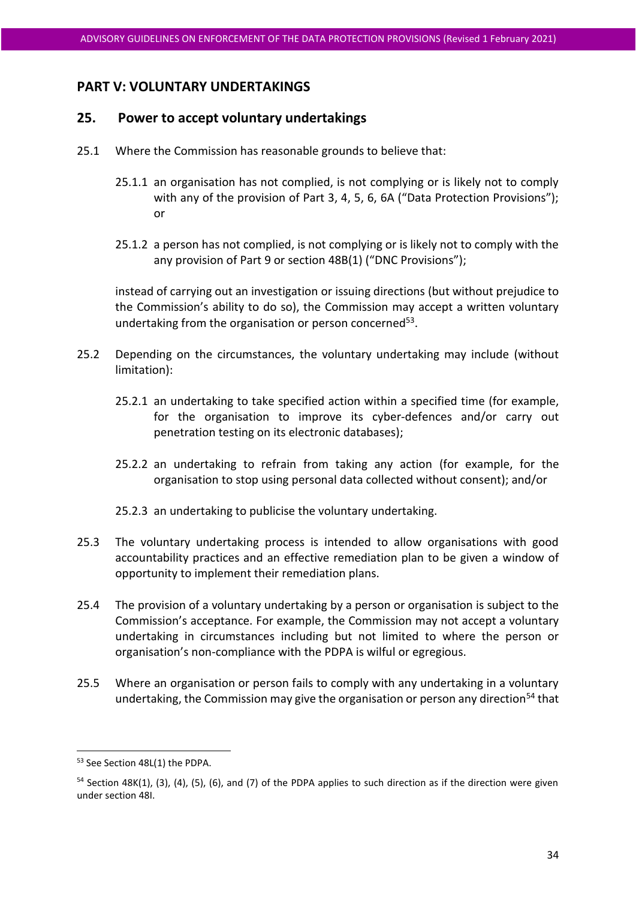## PART V: VOLUNTARY UNDERTAKINGS

### 25. Power to accept voluntary undertakings

25.1 Where the Commission has reasonable grounds to believe that:

25.1.1 an organisation has not complied, is not complying or is likely not to comply with any of the provision of Part 3, 4, 5, 6, 6A ("Data Protection Provisions"); or

25.1.2 a person has not complied, is not complying or is likely not to comply with the any provision of Part 9 or section 48B(1) ("DNC Provisions");

instead of carrying out an investigation or issuing directions (but without prejudice to the Commission's ability to do so), the Commission may accept a written voluntary undertaking from the organisation or person concerned[53].

25.2 Depending on the circumstances, the voluntary undertaking may include (without limitation):

25.2.1 an undertaking to take specified action within a specified time (for example, for the organisation to improve its cyber-defences and/or carry out penetration testing on its electronic databases);

25.2.2 an undertaking to refrain from taking any action (for example, for the organisation to stop using personal data collected without consent); and/or

25.2.3 an undertaking to publicise the voluntary undertaking.

25.3 The voluntary undertaking process is intended to allow organisations with good accountability practices and an effective remediation plan to be given a window of opportunity to implement their remediation plans.

25.4 The provision of a voluntary undertaking by a person or organisation is subject to the Commission's acceptance. For example, the Commission may not accept a voluntary undertaking in circumstances including but not limited to where the person or organisation's non-compliance with the PDPA is wilful or egregious.

25.5 Where an organisation or person fails to comply with any undertaking in a voluntary undertaking, the Commission may give the organisation or person any direction[54] that

---

[53] See Section 48L(1) the PDPA.

[54] Section 48K(1), (3), (4), (5), (6), and (7) of the PDPA applies to such direction as if the direction were given under section 48I.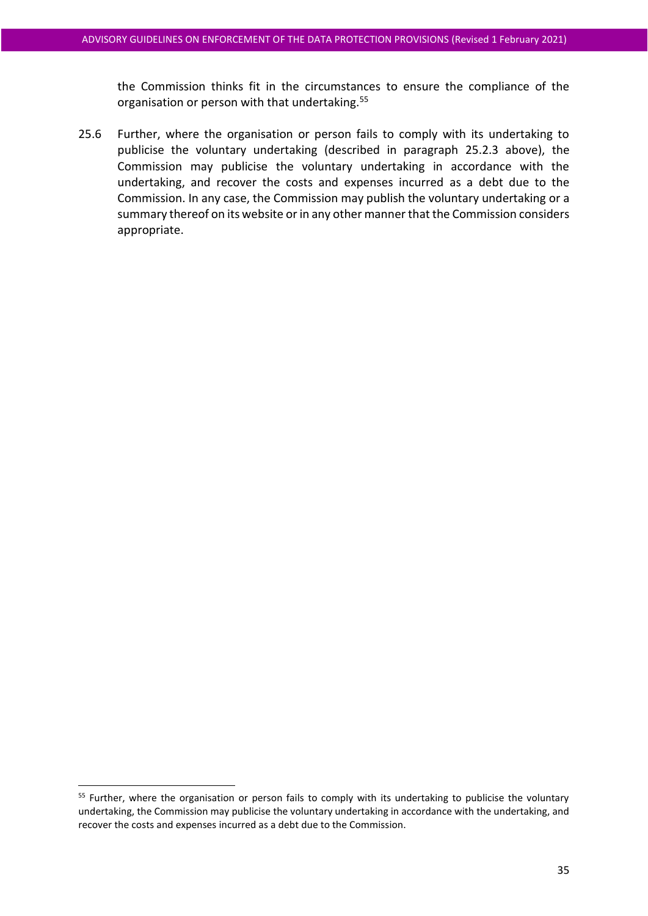the Commission thinks fit in the circumstances to ensure the compliance of the organisation or person with that undertaking.[55]

25.6 Further, where the organisation or person fails to comply with its undertaking to publicise the voluntary undertaking (described in paragraph 25.2.3 above), the Commission may publicise the voluntary undertaking in accordance with the undertaking, and recover the costs and expenses incurred as a debt due to the Commission. In any case, the Commission may publish the voluntary undertaking or a summary thereof on its website or in any other manner that the Commission considers appropriate.

---

[55] Further, where the organisation or person fails to comply with its undertaking to publicise the voluntary undertaking, the Commission may publicise the voluntary undertaking in accordance with the undertaking, and recover the costs and expenses incurred as a debt due to the Commission.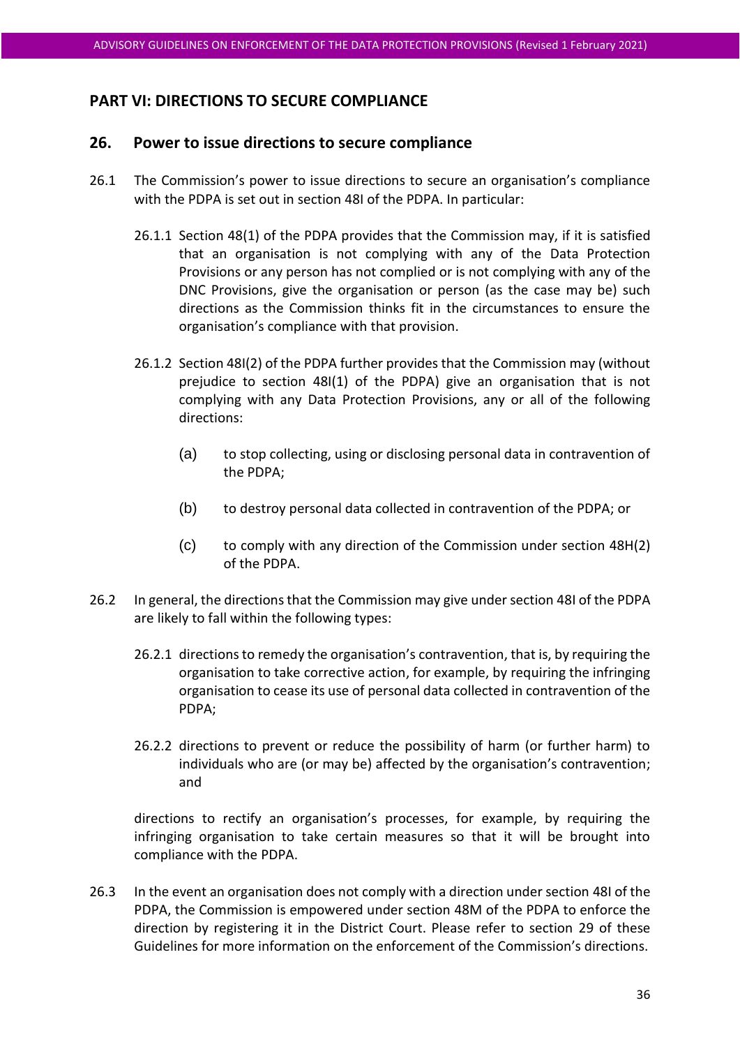## PART VI: DIRECTIONS TO SECURE COMPLIANCE

### 26. Power to issue directions to secure compliance

26.1 The Commission's power to issue directions to secure an organisation's compliance with the PDPA is set out in section 48I of the PDPA. In particular:

26.1.1 Section 48(1) of the PDPA provides that the Commission may, if it is satisfied that an organisation is not complying with any of the Data Protection Provisions or any person has not complied or is not complying with any of the DNC Provisions, give the organisation or person (as the case may be) such directions as the Commission thinks fit in the circumstances to ensure the organisation's compliance with that provision.

26.1.2 Section 48I(2) of the PDPA further provides that the Commission may (without prejudice to section 48I(1) of the PDPA) give an organisation that is not complying with any Data Protection Provisions, any or all of the following directions:

(a) to stop collecting, using or disclosing personal data in contravention of the PDPA;

(b) to destroy personal data collected in contravention of the PDPA; or

(c) to comply with any direction of the Commission under section 48H(2) of the PDPA.

26.2 In general, the directions that the Commission may give under section 48I of the PDPA are likely to fall within the following types:

26.2.1 directions to remedy the organisation's contravention, that is, by requiring the organisation to take corrective action, for example, by requiring the infringing organisation to cease its use of personal data collected in contravention of the PDPA;

26.2.2 directions to prevent or reduce the possibility of harm (or further harm) to individuals who are (or may be) affected by the organisation's contravention; and

directions to rectify an organisation's processes, for example, by requiring the infringing organisation to take certain measures so that it will be brought into compliance with the PDPA.

26.3 In the event an organisation does not comply with a direction under section 48I of the PDPA, the Commission is empowered under section 48M of the PDPA to enforce the direction by registering it in the District Court. Please refer to section 29 of these Guidelines for more information on the enforcement of the Commission's directions.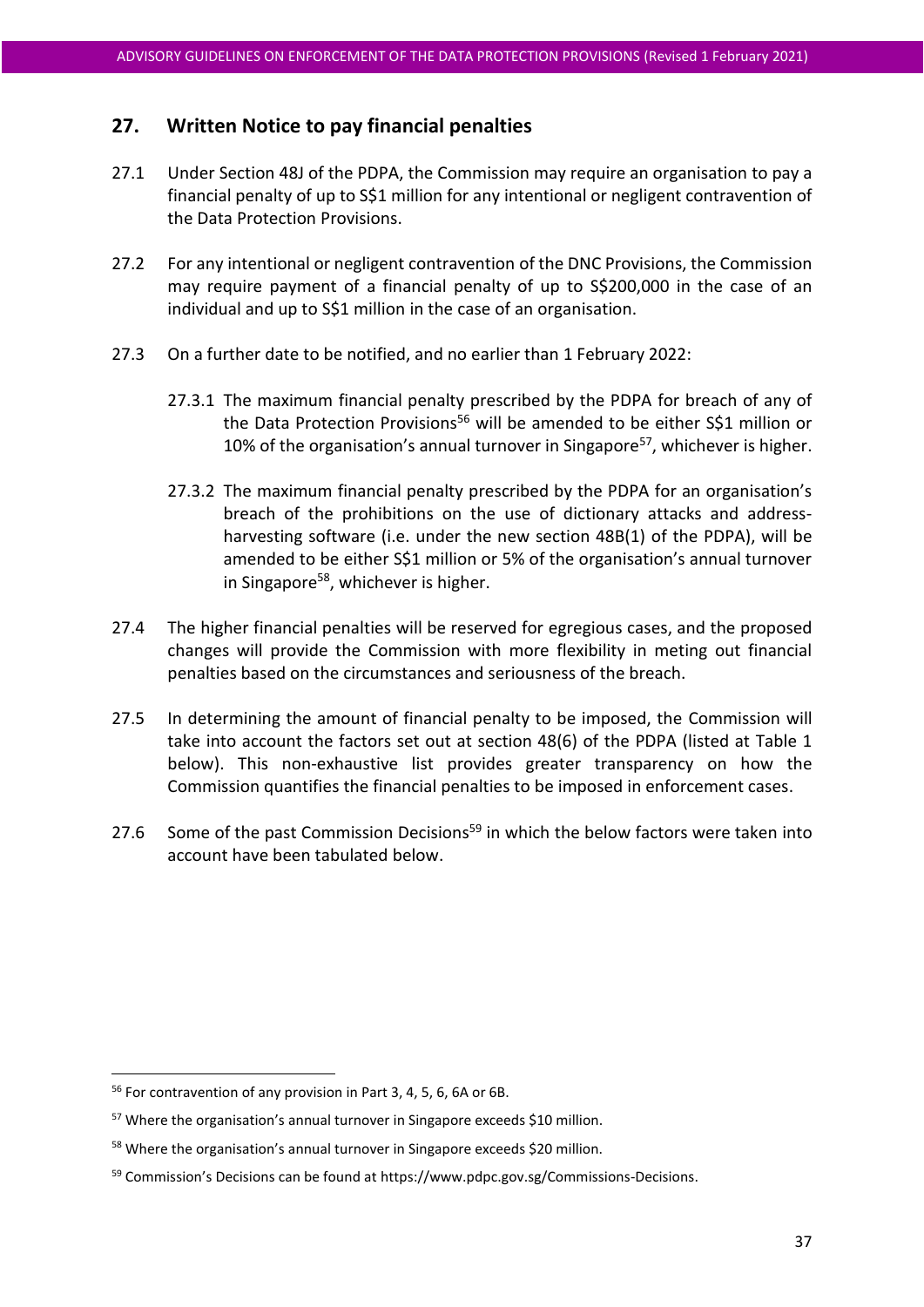## 27. Written Notice to pay financial penalties

27.1 Under Section 48J of the PDPA, the Commission may require an organisation to pay a financial penalty of up to S$1 million for any intentional or negligent contravention of the Data Protection Provisions.

27.2 For any intentional or negligent contravention of the DNC Provisions, the Commission may require payment of a financial penalty of up to S$200,000 in the case of an individual and up to S$1 million in the case of an organisation.

27.3 On a further date to be notified, and no earlier than 1 February 2022:

27.3.1 The maximum financial penalty prescribed by the PDPA for breach of any of the Data Protection Provisions[56] will be amended to be either S$1 million or 10% of the organisation's annual turnover in Singapore[57], whichever is higher.

27.3.2 The maximum financial penalty prescribed by the PDPA for an organisation's breach of the prohibitions on the use of dictionary attacks and address-harvesting software (i.e. under the new section 48B(1) of the PDPA), will be amended to be either S$1 million or 5% of the organisation's annual turnover in Singapore[58], whichever is higher.

27.4 The higher financial penalties will be reserved for egregious cases, and the proposed changes will provide the Commission with more flexibility in meting out financial penalties based on the circumstances and seriousness of the breach.

27.5 In determining the amount of financial penalty to be imposed, the Commission will take into account the factors set out at section 48(6) of the PDPA (listed at Table 1 below). This non-exhaustive list provides greater transparency on how the Commission quantifies the financial penalties to be imposed in enforcement cases.

27.6 Some of the past Commission Decisions[59] in which the below factors were taken into account have been tabulated below.

---

[56] For contravention of any provision in Part 3, 4, 5, 6, 6A or 6B.

[57] Where the organisation's annual turnover in Singapore exceeds $10 million.

[58] Where the organisation's annual turnover in Singapore exceeds $20 million.

[59] Commission's Decisions can be found at https://www.pdpc.gov.sg/Commissions-Decisions.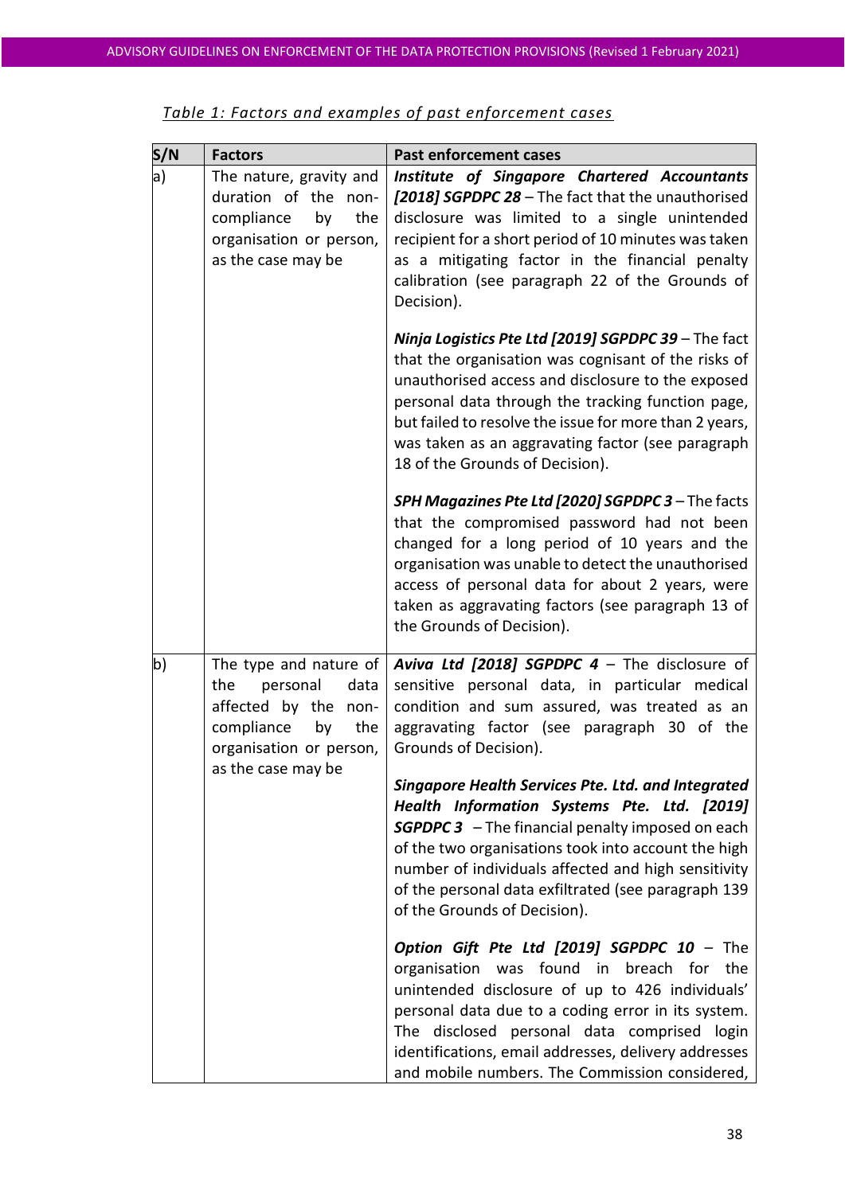*Table 1: Factors and examples of past enforcement cases*

| S/N | Factors | Past enforcement cases |
|---|---|---|
| a) | The nature, gravity and duration of the non-compliance by the organisation or person, as the case may be | ***Institute of Singapore Chartered Accountants [2018] SGPDPC 28*** – The fact that the unauthorised disclosure was limited to a single unintended recipient for a short period of 10 minutes was taken as a mitigating factor in the financial penalty calibration (see paragraph 22 of the Grounds of Decision).<br><br>***Ninja Logistics Pte Ltd [2019] SGPDPC 39*** – The fact that the organisation was cognisant of the risks of unauthorised access and disclosure to the exposed personal data through the tracking function page, but failed to resolve the issue for more than 2 years, was taken as an aggravating factor (see paragraph 18 of the Grounds of Decision).<br><br>***SPH Magazines Pte Ltd [2020] SGPDPC 3*** – The facts that the compromised password had not been changed for a long period of 10 years and the organisation was unable to detect the unauthorised access of personal data for about 2 years, were taken as aggravating factors (see paragraph 13 of the Grounds of Decision). |
| b) | The type and nature of the personal data affected by the non-compliance by the organisation or person, as the case may be | ***Aviva Ltd [2018] SGPDPC 4*** – The disclosure of sensitive personal data, in particular medical condition and sum assured, was treated as an aggravating factor (see paragraph 30 of the Grounds of Decision).<br><br>***Singapore Health Services Pte. Ltd. and Integrated Health Information Systems Pte. Ltd. [2019] SGPDPC 3*** – The financial penalty imposed on each of the two organisations took into account the high number of individuals affected and high sensitivity of the personal data exfiltrated (see paragraph 139 of the Grounds of Decision).<br><br>***Option Gift Pte Ltd [2019] SGPDPC 10*** – The organisation was found in breach for the unintended disclosure of up to 426 individuals' personal data due to a coding error in its system. The disclosed personal data comprised login identifications, email addresses, delivery addresses and mobile numbers. The Commission considered, |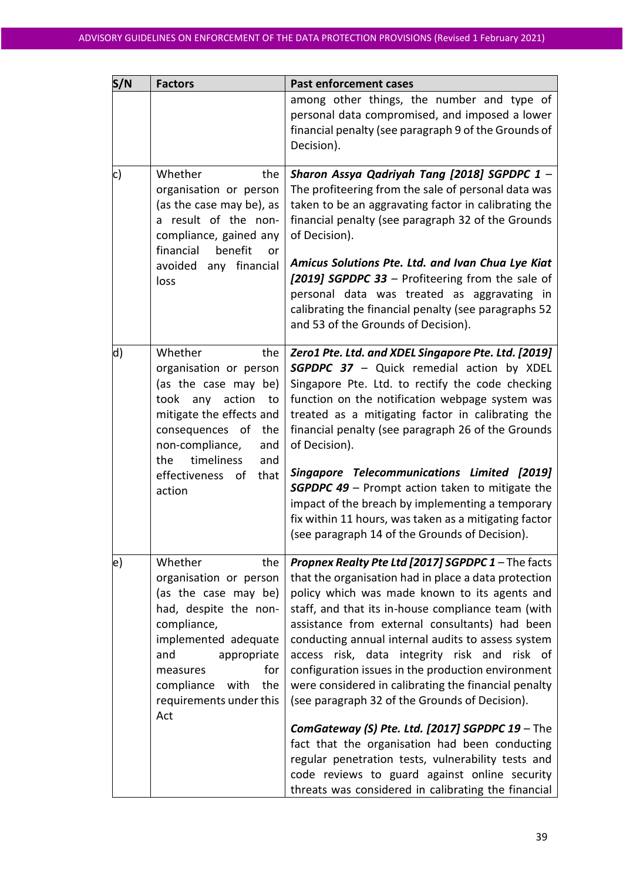| S/N | Factors | Past enforcement cases |
|---|---|---|
| | | among other things, the number and type of personal data compromised, and imposed a lower financial penalty (see paragraph 9 of the Grounds of Decision). |
| c) | Whether the organisation or person (as the case may be), as a result of the non-compliance, gained any financial benefit or avoided any financial loss | ***Sharon Assya Qadriyah Tang [2018] SGPDPC 1*** – The profiteering from the sale of personal data was taken to be an aggravating factor in calibrating the financial penalty (see paragraph 32 of the Grounds of Decision).<br><br>***Amicus Solutions Pte. Ltd. and Ivan Chua Lye Kiat [2019] SGPDPC 33*** – Profiteering from the sale of personal data was treated as aggravating in calibrating the financial penalty (see paragraphs 52 and 53 of the Grounds of Decision). |
| d) | Whether the organisation or person (as the case may be) took any action to mitigate the effects and consequences of the non-compliance, and the timeliness and effectiveness of that action | ***Zero1 Pte. Ltd. and XDEL Singapore Pte. Ltd. [2019] SGPDPC 37*** – Quick remedial action by XDEL Singapore Pte. Ltd. to rectify the code checking function on the notification webpage system was treated as a mitigating factor in calibrating the financial penalty (see paragraph 26 of the Grounds of Decision).<br><br>***Singapore Telecommunications Limited [2019] SGPDPC 49*** – Prompt action taken to mitigate the impact of the breach by implementing a temporary fix within 11 hours, was taken as a mitigating factor (see paragraph 14 of the Grounds of Decision). |
| e) | Whether the organisation or person (as the case may be) had, despite the non-compliance, implemented adequate and appropriate measures for compliance with the requirements under this Act | ***Propnex Realty Pte Ltd [2017] SGPDPC 1*** – The facts that the organisation had in place a data protection policy which was made known to its agents and staff, and that its in-house compliance team (with assistance from external consultants) had been conducting annual internal audits to assess system access risk, data integrity risk and risk of configuration issues in the production environment were considered in calibrating the financial penalty (see paragraph 32 of the Grounds of Decision).<br><br>***ComGateway (S) Pte. Ltd. [2017] SGPDPC 19*** – The fact that the organisation had been conducting regular penetration tests, vulnerability tests and code reviews to guard against online security threats was considered in calibrating the financial |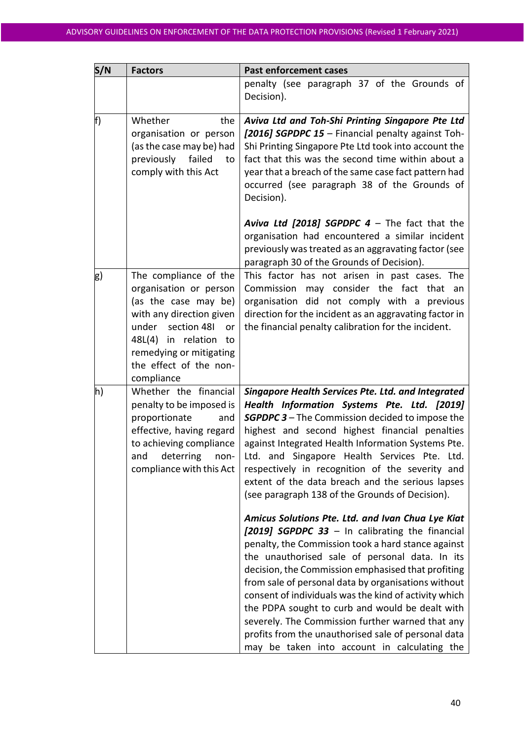| S/N | Factors | Past enforcement cases |
|---|---|---|
| | | penalty (see paragraph 37 of the Grounds of Decision). |
| f) | Whether the organisation or person (as the case may be) had previously failed to comply with this Act | ***Aviva Ltd and Toh-Shi Printing Singapore Pte Ltd [2016] SGPDPC 15*** – Financial penalty against Toh-Shi Printing Singapore Pte Ltd took into account the fact that this was the second time within about a year that a breach of the same case fact pattern had occurred (see paragraph 38 of the Grounds of Decision).<br><br>***Aviva Ltd [2018] SGPDPC 4*** – The fact that the organisation had encountered a similar incident previously was treated as an aggravating factor (see paragraph 30 of the Grounds of Decision). |
| g) | The compliance of the organisation or person (as the case may be) with any direction given under section 48I or 48L(4) in relation to remedying or mitigating the effect of the non-compliance | This factor has not arisen in past cases. The Commission may consider the fact that an organisation did not comply with a previous direction for the incident as an aggravating factor in the financial penalty calibration for the incident. |
| h) | Whether the financial penalty to be imposed is proportionate and effective, having regard to achieving compliance and deterring non-compliance with this Act | ***Singapore Health Services Pte. Ltd. and Integrated Health Information Systems Pte. Ltd. [2019] SGPDPC 3*** – The Commission decided to impose the highest and second highest financial penalties against Integrated Health Information Systems Pte. Ltd. and Singapore Health Services Pte. Ltd. respectively in recognition of the severity and extent of the data breach and the serious lapses (see paragraph 138 of the Grounds of Decision).<br><br>***Amicus Solutions Pte. Ltd. and Ivan Chua Lye Kiat [2019] SGPDPC 33*** – In calibrating the financial penalty, the Commission took a hard stance against the unauthorised sale of personal data. In its decision, the Commission emphasised that profiting from sale of personal data by organisations without consent of individuals was the kind of activity which the PDPA sought to curb and would be dealt with severely. The Commission further warned that any profits from the unauthorised sale of personal data may be taken into account in calculating the |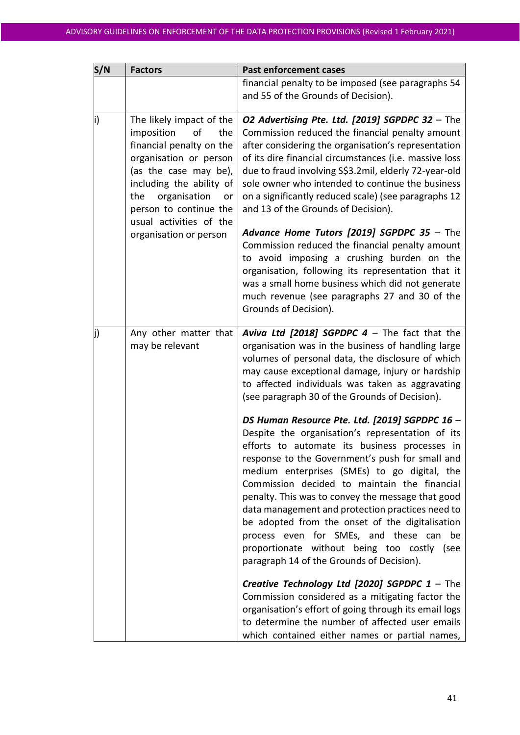| S/N | Factors | Past enforcement cases |
|---|---|---|
| | | financial penalty to be imposed (see paragraphs 54 and 55 of the Grounds of Decision). |
| i) | The likely impact of the imposition of the financial penalty on the organisation or person (as the case may be), including the ability of the organisation or person to continue the usual activities of the organisation or person | ***O2 Advertising Pte. Ltd. [2019] SGPDPC 32*** – The Commission reduced the financial penalty amount after considering the organisation's representation of its dire financial circumstances (i.e. massive loss due to fraud involving S$3.2mil, elderly 72-year-old sole owner who intended to continue the business on a significantly reduced scale) (see paragraphs 12 and 13 of the Grounds of Decision).<br><br>***Advance Home Tutors [2019] SGPDPC 35*** – The Commission reduced the financial penalty amount to avoid imposing a crushing burden on the organisation, following its representation that it was a small home business which did not generate much revenue (see paragraphs 27 and 30 of the Grounds of Decision). |
| j) | Any other matter that may be relevant | ***Aviva Ltd [2018] SGPDPC 4*** – The fact that the organisation was in the business of handling large volumes of personal data, the disclosure of which may cause exceptional damage, injury or hardship to affected individuals was taken as aggravating (see paragraph 30 of the Grounds of Decision).<br><br>***DS Human Resource Pte. Ltd. [2019] SGPDPC 16*** – Despite the organisation's representation of its efforts to automate its business processes in response to the Government's push for small and medium enterprises (SMEs) to go digital, the Commission decided to maintain the financial penalty. This was to convey the message that good data management and protection practices need to be adopted from the onset of the digitalisation process even for SMEs, and these can be proportionate without being too costly (see paragraph 14 of the Grounds of Decision).<br><br>***Creative Technology Ltd [2020] SGPDPC 1*** – The Commission considered as a mitigating factor the organisation's effort of going through its email logs to determine the number of affected user emails which contained either names or partial names, |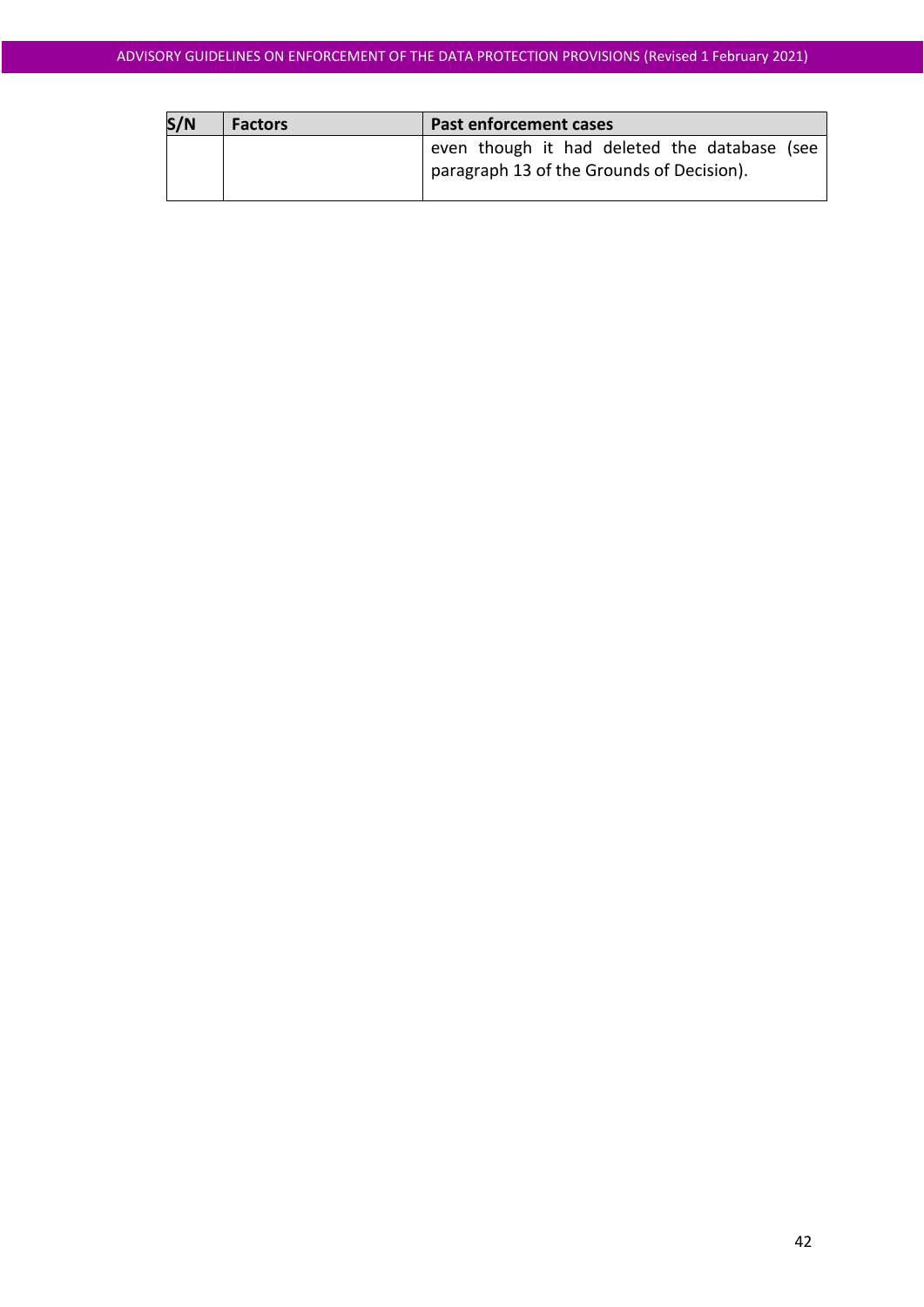| S/N | Factors | Past enforcement cases |
|---|---|---|
| | | even though it had deleted the database (see paragraph 13 of the Grounds of Decision). |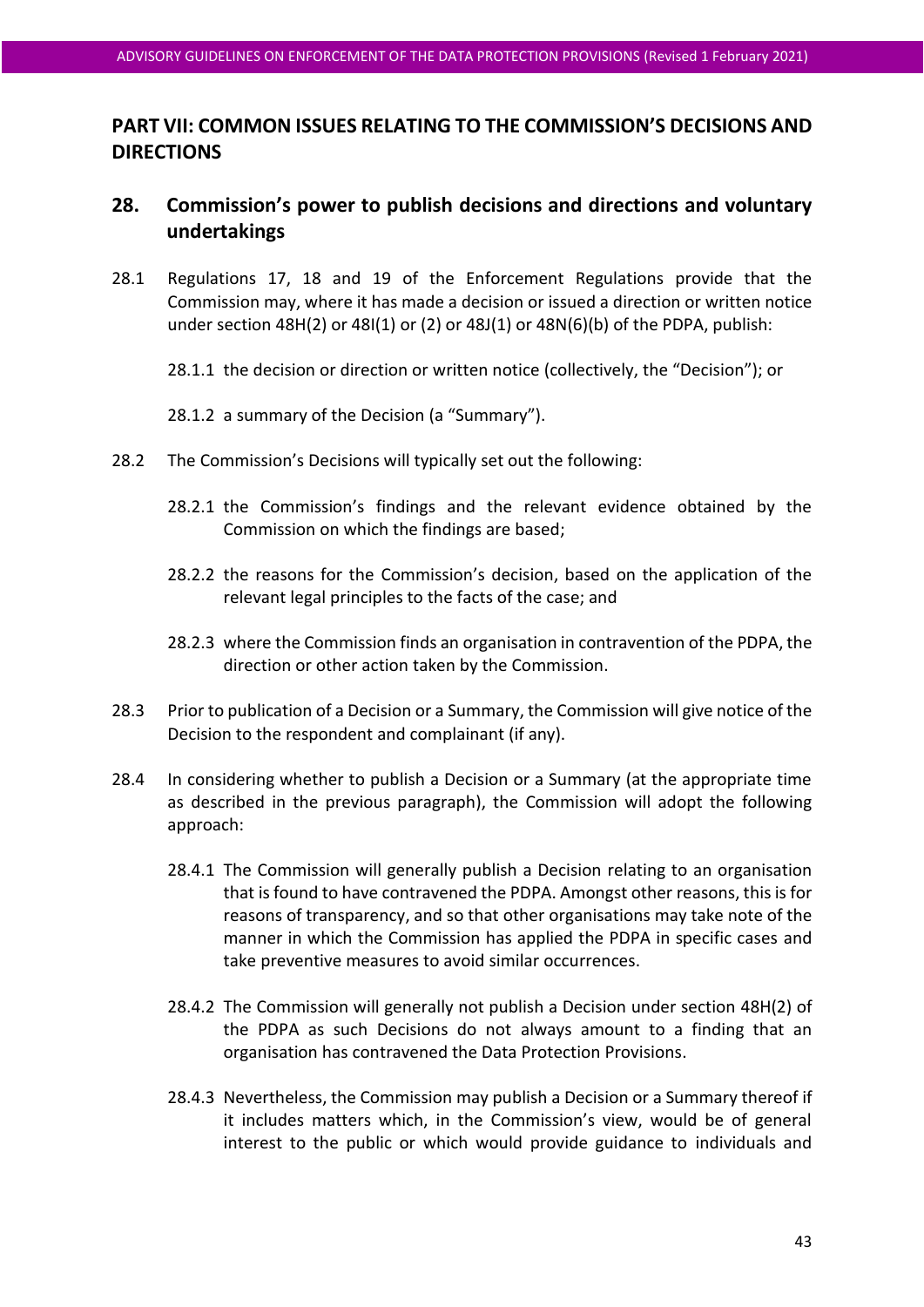## PART VII: COMMON ISSUES RELATING TO THE COMMISSION'S DECISIONS AND DIRECTIONS

### 28. Commission's power to publish decisions and directions and voluntary undertakings

28.1 Regulations 17, 18 and 19 of the Enforcement Regulations provide that the Commission may, where it has made a decision or issued a direction or written notice under section 48H(2) or 48I(1) or (2) or 48J(1) or 48N(6)(b) of the PDPA, publish:

28.1.1 the decision or direction or written notice (collectively, the "Decision"); or

28.1.2 a summary of the Decision (a "Summary").

28.2 The Commission's Decisions will typically set out the following:

28.2.1 the Commission's findings and the relevant evidence obtained by the Commission on which the findings are based;

28.2.2 the reasons for the Commission's decision, based on the application of the relevant legal principles to the facts of the case; and

28.2.3 where the Commission finds an organisation in contravention of the PDPA, the direction or other action taken by the Commission.

28.3 Prior to publication of a Decision or a Summary, the Commission will give notice of the Decision to the respondent and complainant (if any).

28.4 In considering whether to publish a Decision or a Summary (at the appropriate time as described in the previous paragraph), the Commission will adopt the following approach:

28.4.1 The Commission will generally publish a Decision relating to an organisation that is found to have contravened the PDPA. Amongst other reasons, this is for reasons of transparency, and so that other organisations may take note of the manner in which the Commission has applied the PDPA in specific cases and take preventive measures to avoid similar occurrences.

28.4.2 The Commission will generally not publish a Decision under section 48H(2) of the PDPA as such Decisions do not always amount to a finding that an organisation has contravened the Data Protection Provisions.

28.4.3 Nevertheless, the Commission may publish a Decision or a Summary thereof if it includes matters which, in the Commission's view, would be of general interest to the public or which would provide guidance to individuals and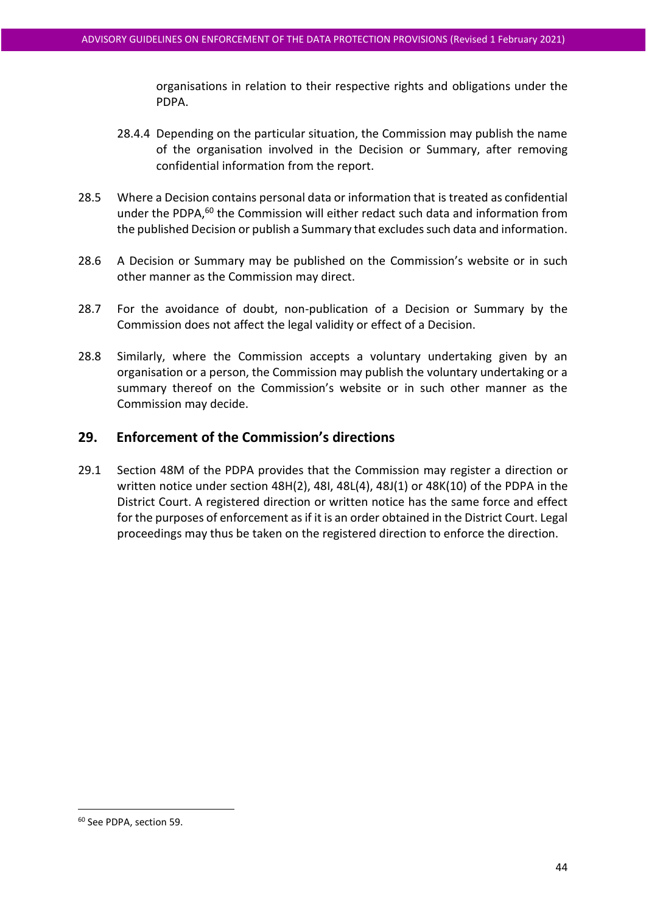organisations in relation to their respective rights and obligations under the PDPA.

28.4.4 Depending on the particular situation, the Commission may publish the name of the organisation involved in the Decision or Summary, after removing confidential information from the report.

28.5 Where a Decision contains personal data or information that is treated as confidential under the PDPA,[60] the Commission will either redact such data and information from the published Decision or publish a Summary that excludes such data and information.

28.6 A Decision or Summary may be published on the Commission's website or in such other manner as the Commission may direct.

28.7 For the avoidance of doubt, non-publication of a Decision or Summary by the Commission does not affect the legal validity or effect of a Decision.

28.8 Similarly, where the Commission accepts a voluntary undertaking given by an organisation or a person, the Commission may publish the voluntary undertaking or a summary thereof on the Commission's website or in such other manner as the Commission may decide.

## 29. Enforcement of the Commission's directions

29.1 Section 48M of the PDPA provides that the Commission may register a direction or written notice under section 48H(2), 48I, 48L(4), 48J(1) or 48K(10) of the PDPA in the District Court. A registered direction or written notice has the same force and effect for the purposes of enforcement as if it is an order obtained in the District Court. Legal proceedings may thus be taken on the registered direction to enforce the direction.

---

[60] See PDPA, section 59.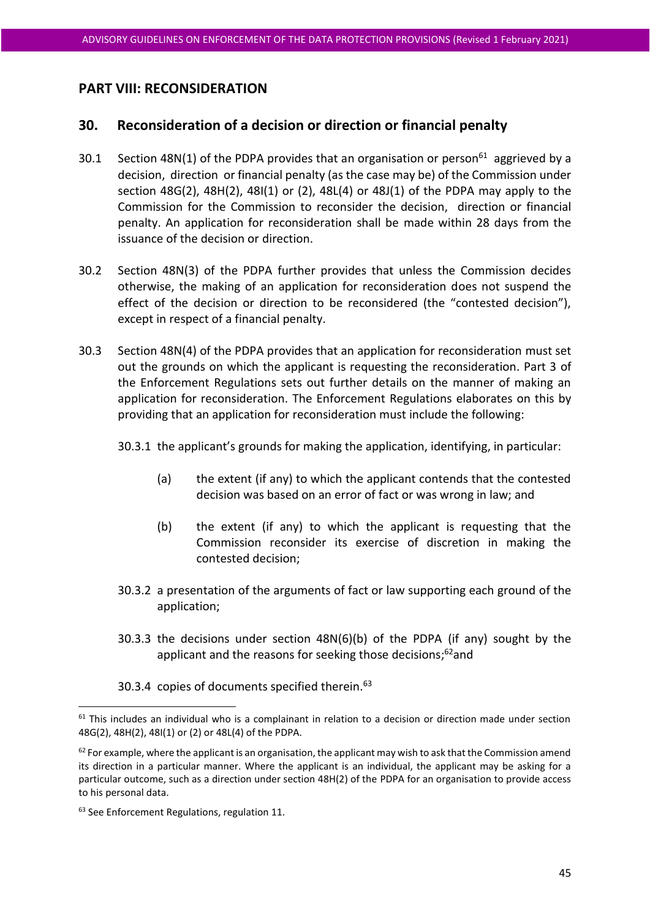## PART VIII: RECONSIDERATION

### 30. Reconsideration of a decision or direction or financial penalty

30.1 Section 48N(1) of the PDPA provides that an organisation or person[61] aggrieved by a decision, direction or financial penalty (as the case may be) of the Commission under section 48G(2), 48H(2), 48I(1) or (2), 48L(4) or 48J(1) of the PDPA may apply to the Commission for the Commission to reconsider the decision, direction or financial penalty. An application for reconsideration shall be made within 28 days from the issuance of the decision or direction.

30.2 Section 48N(3) of the PDPA further provides that unless the Commission decides otherwise, the making of an application for reconsideration does not suspend the effect of the decision or direction to be reconsidered (the "contested decision"), except in respect of a financial penalty.

30.3 Section 48N(4) of the PDPA provides that an application for reconsideration must set out the grounds on which the applicant is requesting the reconsideration. Part 3 of the Enforcement Regulations sets out further details on the manner of making an application for reconsideration. The Enforcement Regulations elaborates on this by providing that an application for reconsideration must include the following:

30.3.1 the applicant's grounds for making the application, identifying, in particular:

(a) the extent (if any) to which the applicant contends that the contested decision was based on an error of fact or was wrong in law; and

(b) the extent (if any) to which the applicant is requesting that the Commission reconsider its exercise of discretion in making the contested decision;

30.3.2 a presentation of the arguments of fact or law supporting each ground of the application;

30.3.3 the decisions under section 48N(6)(b) of the PDPA (if any) sought by the applicant and the reasons for seeking those decisions;[62]and

30.3.4 copies of documents specified therein.[63]

---

[61] This includes an individual who is a complainant in relation to a decision or direction made under section 48G(2), 48H(2), 48I(1) or (2) or 48L(4) of the PDPA.

[62] For example, where the applicant is an organisation, the applicant may wish to ask that the Commission amend its direction in a particular manner. Where the applicant is an individual, the applicant may be asking for a particular outcome, such as a direction under section 48H(2) of the PDPA for an organisation to provide access to his personal data.

[63] See Enforcement Regulations, regulation 11.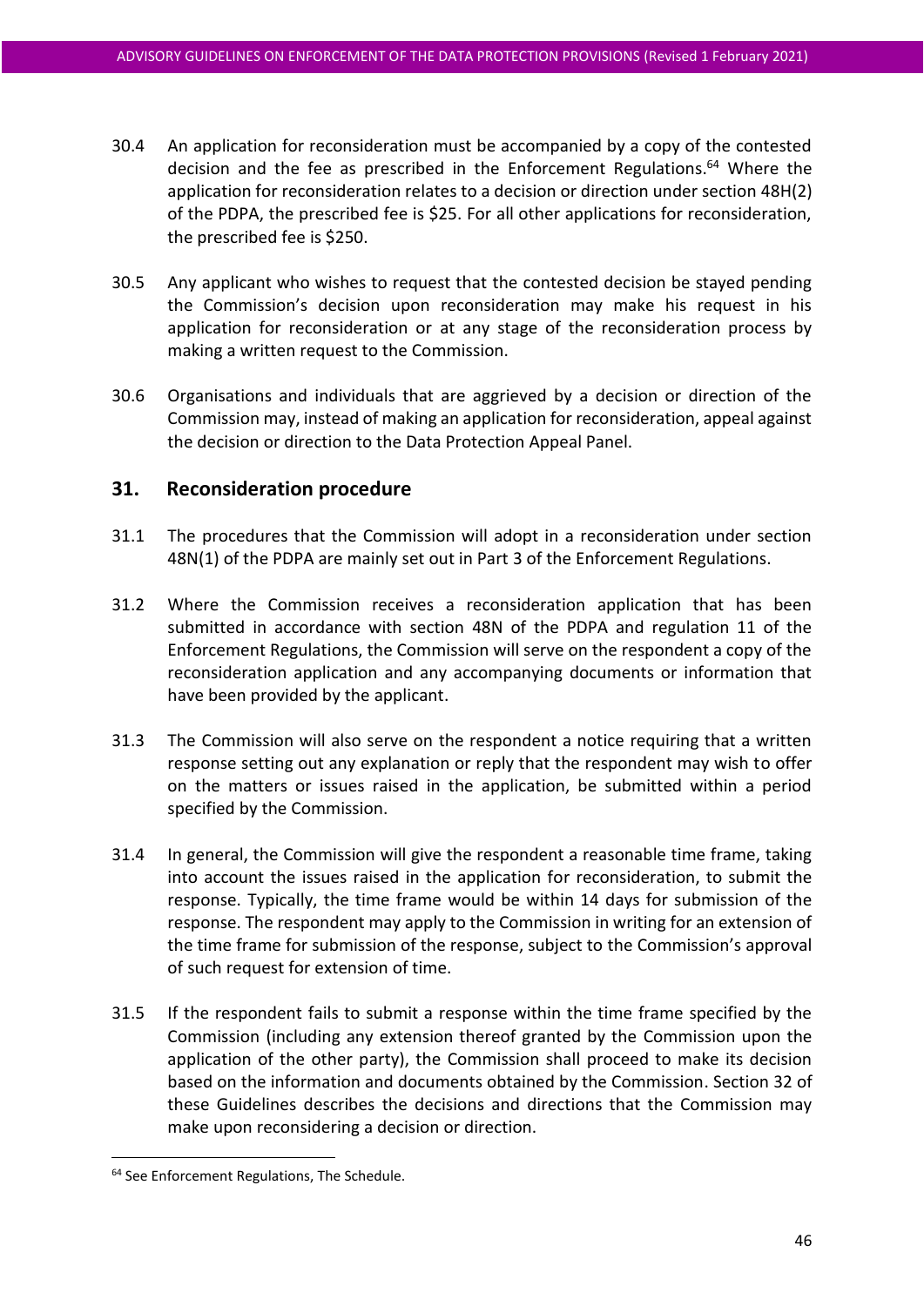30.4 An application for reconsideration must be accompanied by a copy of the contested decision and the fee as prescribed in the Enforcement Regulations.[64] Where the application for reconsideration relates to a decision or direction under section 48H(2) of the PDPA, the prescribed fee is $25. For all other applications for reconsideration, the prescribed fee is $250.

30.5 Any applicant who wishes to request that the contested decision be stayed pending the Commission's decision upon reconsideration may make his request in his application for reconsideration or at any stage of the reconsideration process by making a written request to the Commission.

30.6 Organisations and individuals that are aggrieved by a decision or direction of the Commission may, instead of making an application for reconsideration, appeal against the decision or direction to the Data Protection Appeal Panel.

## 31. Reconsideration procedure

31.1 The procedures that the Commission will adopt in a reconsideration under section 48N(1) of the PDPA are mainly set out in Part 3 of the Enforcement Regulations.

31.2 Where the Commission receives a reconsideration application that has been submitted in accordance with section 48N of the PDPA and regulation 11 of the Enforcement Regulations, the Commission will serve on the respondent a copy of the reconsideration application and any accompanying documents or information that have been provided by the applicant.

31.3 The Commission will also serve on the respondent a notice requiring that a written response setting out any explanation or reply that the respondent may wish to offer on the matters or issues raised in the application, be submitted within a period specified by the Commission.

31.4 In general, the Commission will give the respondent a reasonable time frame, taking into account the issues raised in the application for reconsideration, to submit the response. Typically, the time frame would be within 14 days for submission of the response. The respondent may apply to the Commission in writing for an extension of the time frame for submission of the response, subject to the Commission's approval of such request for extension of time.

31.5 If the respondent fails to submit a response within the time frame specified by the Commission (including any extension thereof granted by the Commission upon the application of the other party), the Commission shall proceed to make its decision based on the information and documents obtained by the Commission. Section 32 of these Guidelines describes the decisions and directions that the Commission may make upon reconsidering a decision or direction.

[64] See Enforcement Regulations, The Schedule.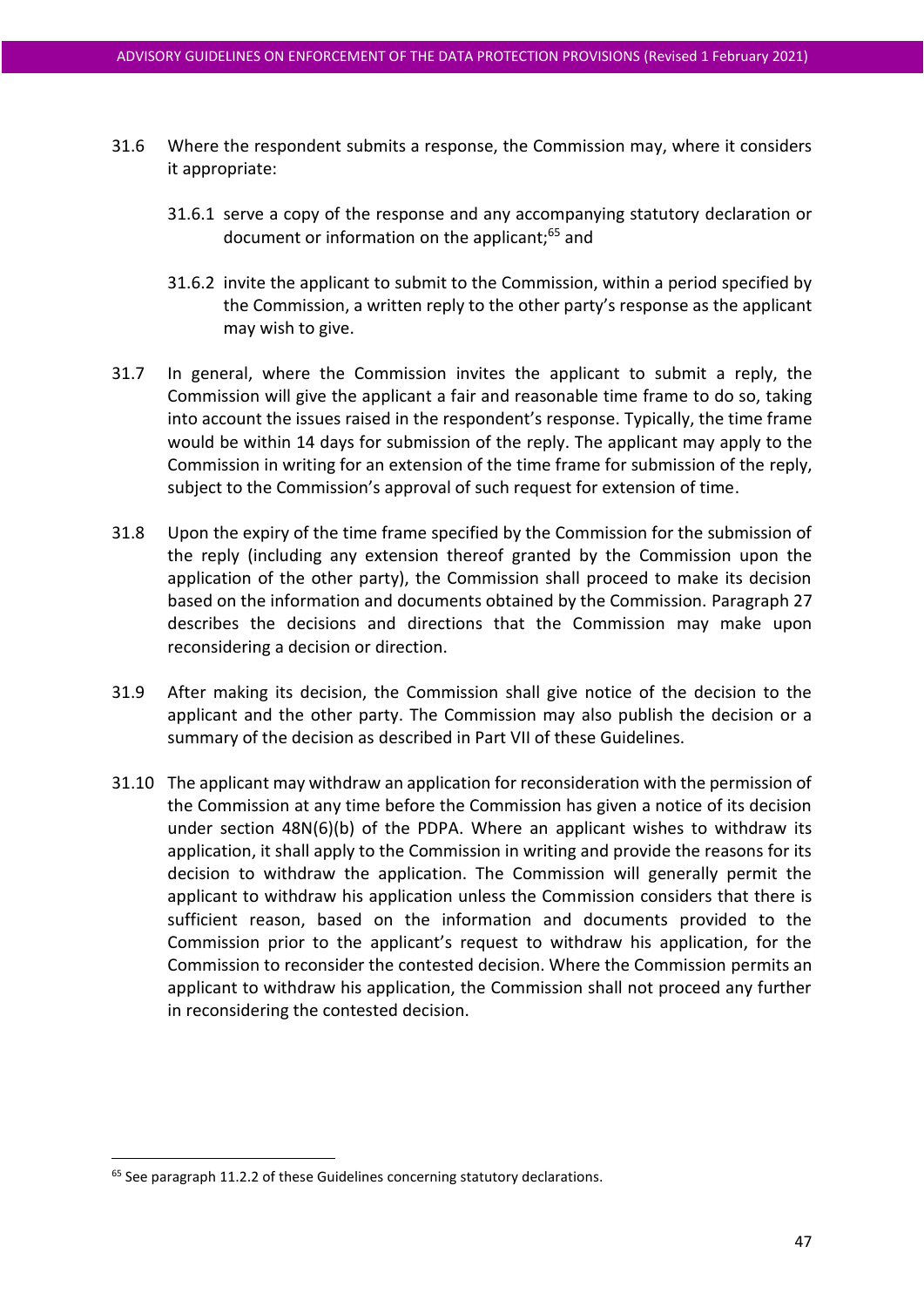31.6 Where the respondent submits a response, the Commission may, where it considers it appropriate:

31.6.1 serve a copy of the response and any accompanying statutory declaration or document or information on the applicant;[65] and

31.6.2 invite the applicant to submit to the Commission, within a period specified by the Commission, a written reply to the other party's response as the applicant may wish to give.

31.7 In general, where the Commission invites the applicant to submit a reply, the Commission will give the applicant a fair and reasonable time frame to do so, taking into account the issues raised in the respondent's response. Typically, the time frame would be within 14 days for submission of the reply. The applicant may apply to the Commission in writing for an extension of the time frame for submission of the reply, subject to the Commission's approval of such request for extension of time.

31.8 Upon the expiry of the time frame specified by the Commission for the submission of the reply (including any extension thereof granted by the Commission upon the application of the other party), the Commission shall proceed to make its decision based on the information and documents obtained by the Commission. Paragraph 27 describes the decisions and directions that the Commission may make upon reconsidering a decision or direction.

31.9 After making its decision, the Commission shall give notice of the decision to the applicant and the other party. The Commission may also publish the decision or a summary of the decision as described in Part VII of these Guidelines.

31.10 The applicant may withdraw an application for reconsideration with the permission of the Commission at any time before the Commission has given a notice of its decision under section 48N(6)(b) of the PDPA. Where an applicant wishes to withdraw its application, it shall apply to the Commission in writing and provide the reasons for its decision to withdraw the application. The Commission will generally permit the applicant to withdraw his application unless the Commission considers that there is sufficient reason, based on the information and documents provided to the Commission prior to the applicant's request to withdraw his application, for the Commission to reconsider the contested decision. Where the Commission permits an applicant to withdraw his application, the Commission shall not proceed any further in reconsidering the contested decision.

[65] See paragraph 11.2.2 of these Guidelines concerning statutory declarations.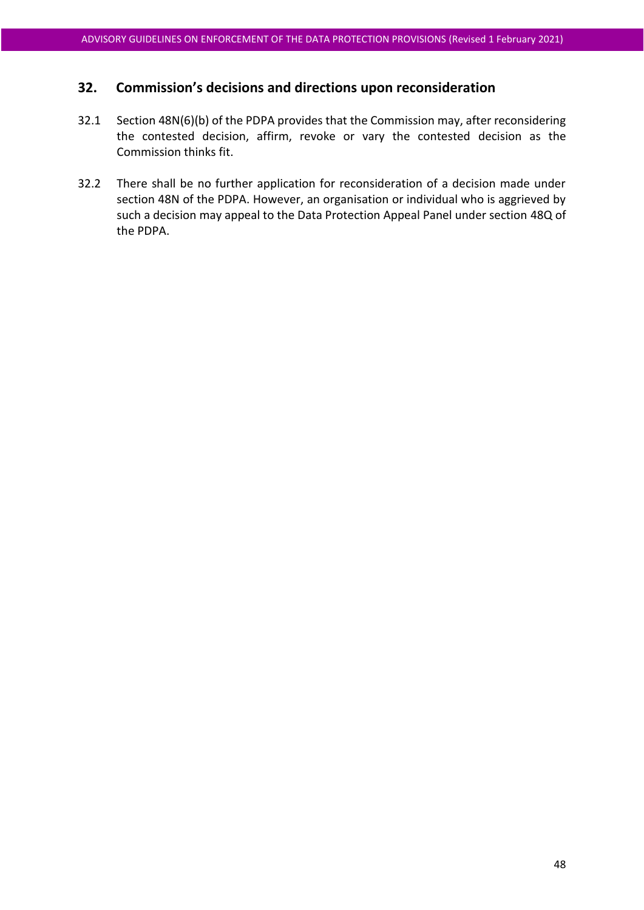## 32. Commission's decisions and directions upon reconsideration

32.1 Section 48N(6)(b) of the PDPA provides that the Commission may, after reconsidering the contested decision, affirm, revoke or vary the contested decision as the Commission thinks fit.

32.2 There shall be no further application for reconsideration of a decision made under section 48N of the PDPA. However, an organisation or individual who is aggrieved by such a decision may appeal to the Data Protection Appeal Panel under section 48Q of the PDPA.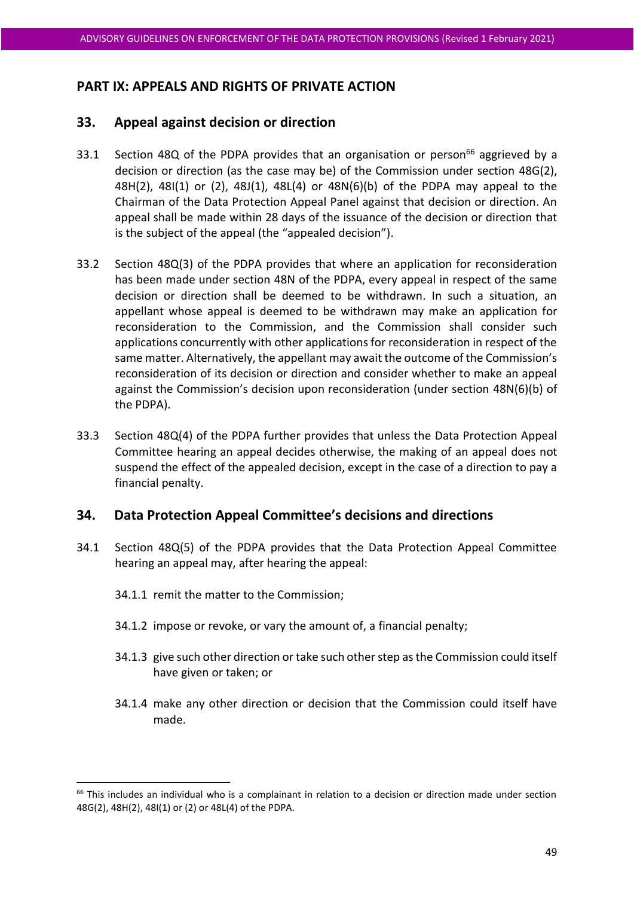## PART IX: APPEALS AND RIGHTS OF PRIVATE ACTION

### 33. Appeal against decision or direction

33.1 Section 48Q of the PDPA provides that an organisation or person[66] aggrieved by a decision or direction (as the case may be) of the Commission under section 48G(2), 48H(2), 48I(1) or (2), 48J(1), 48L(4) or 48N(6)(b) of the PDPA may appeal to the Chairman of the Data Protection Appeal Panel against that decision or direction. An appeal shall be made within 28 days of the issuance of the decision or direction that is the subject of the appeal (the "appealed decision").

33.2 Section 48Q(3) of the PDPA provides that where an application for reconsideration has been made under section 48N of the PDPA, every appeal in respect of the same decision or direction shall be deemed to be withdrawn. In such a situation, an appellant whose appeal is deemed to be withdrawn may make an application for reconsideration to the Commission, and the Commission shall consider such applications concurrently with other applications for reconsideration in respect of the same matter. Alternatively, the appellant may await the outcome of the Commission's reconsideration of its decision or direction and consider whether to make an appeal against the Commission's decision upon reconsideration (under section 48N(6)(b) of the PDPA).

33.3 Section 48Q(4) of the PDPA further provides that unless the Data Protection Appeal Committee hearing an appeal decides otherwise, the making of an appeal does not suspend the effect of the appealed decision, except in the case of a direction to pay a financial penalty.

### 34. Data Protection Appeal Committee's decisions and directions

34.1 Section 48Q(5) of the PDPA provides that the Data Protection Appeal Committee hearing an appeal may, after hearing the appeal:

34.1.1 remit the matter to the Commission;

34.1.2 impose or revoke, or vary the amount of, a financial penalty;

34.1.3 give such other direction or take such other step as the Commission could itself have given or taken; or

34.1.4 make any other direction or decision that the Commission could itself have made.

---

[66] This includes an individual who is a complainant in relation to a decision or direction made under section 48G(2), 48H(2), 48I(1) or (2) or 48L(4) of the PDPA.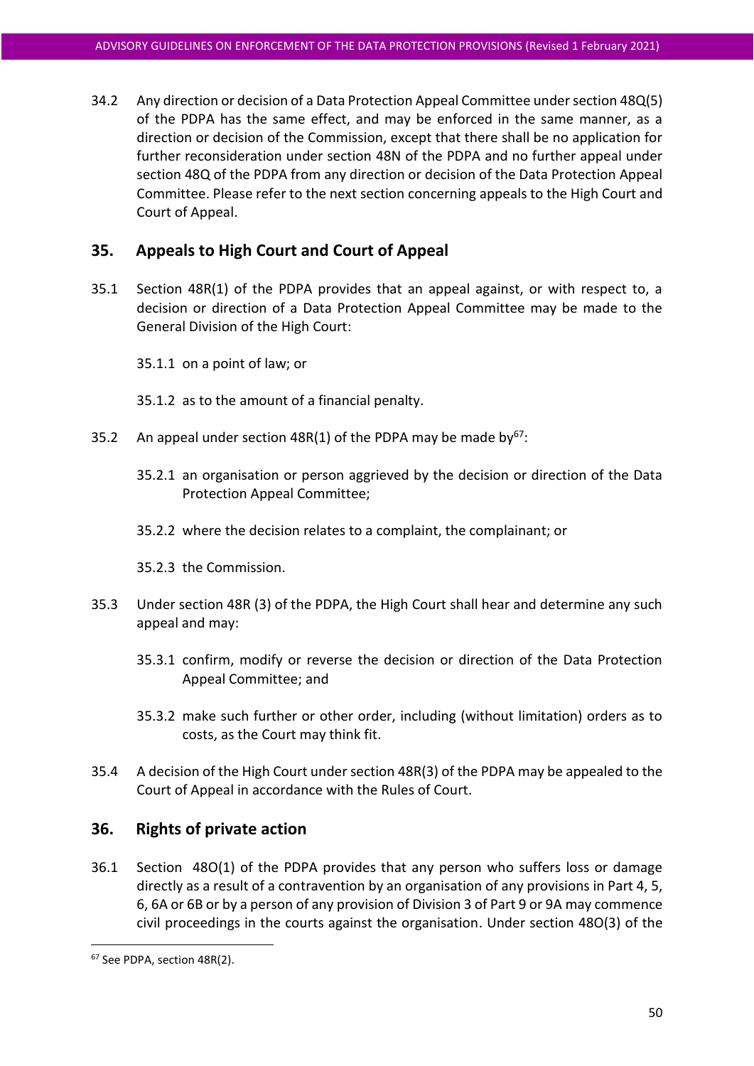34.2 Any direction or decision of a Data Protection Appeal Committee under section 48Q(5) of the PDPA has the same effect, and may be enforced in the same manner, as a direction or decision of the Commission, except that there shall be no application for further reconsideration under section 48N of the PDPA and no further appeal under section 48Q of the PDPA from any direction or decision of the Data Protection Appeal Committee. Please refer to the next section concerning appeals to the High Court and Court of Appeal.

## 35. Appeals to High Court and Court of Appeal

35.1 Section 48R(1) of the PDPA provides that an appeal against, or with respect to, a decision or direction of a Data Protection Appeal Committee may be made to the General Division of the High Court:

35.1.1 on a point of law; or

35.1.2 as to the amount of a financial penalty.

35.2 An appeal under section 48R(1) of the PDPA may be made by[67]:

35.2.1 an organisation or person aggrieved by the decision or direction of the Data Protection Appeal Committee;

35.2.2 where the decision relates to a complaint, the complainant; or

35.2.3 the Commission.

35.3 Under section 48R (3) of the PDPA, the High Court shall hear and determine any such appeal and may:

35.3.1 confirm, modify or reverse the decision or direction of the Data Protection Appeal Committee; and

35.3.2 make such further or other order, including (without limitation) orders as to costs, as the Court may think fit.

35.4 A decision of the High Court under section 48R(3) of the PDPA may be appealed to the Court of Appeal in accordance with the Rules of Court.

## 36. Rights of private action

36.1 Section 48O(1) of the PDPA provides that any person who suffers loss or damage directly as a result of a contravention by an organisation of any provisions in Part 4, 5, 6, 6A or 6B or by a person of any provision of Division 3 of Part 9 or 9A may commence civil proceedings in the courts against the organisation. Under section 48O(3) of the

[67] See PDPA, section 48R(2).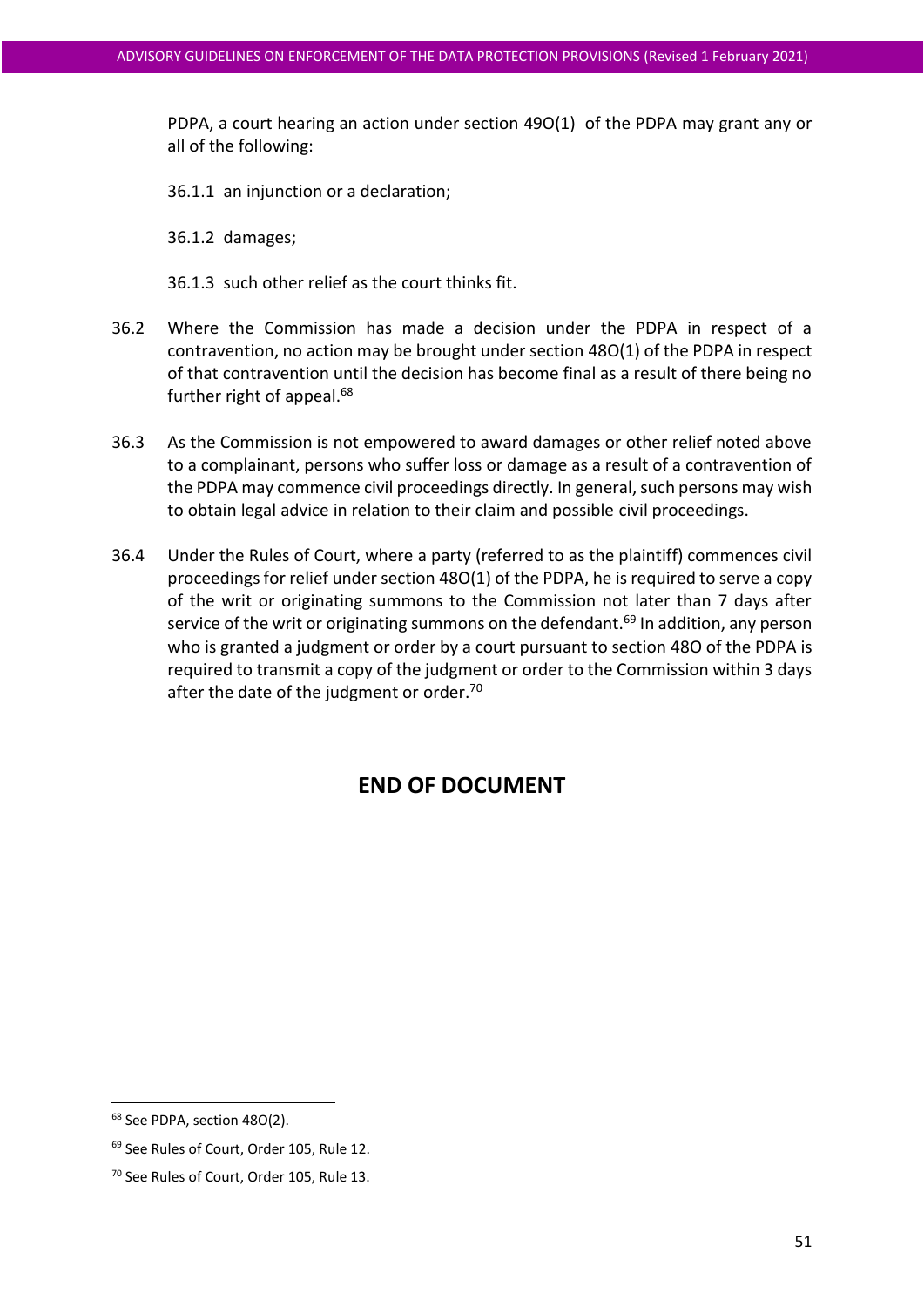PDPA, a court hearing an action under section 49O(1) of the PDPA may grant any or all of the following:

36.1.1 an injunction or a declaration;

36.1.2 damages;

36.1.3 such other relief as the court thinks fit.

36.2 Where the Commission has made a decision under the PDPA in respect of a contravention, no action may be brought under section 48O(1) of the PDPA in respect of that contravention until the decision has become final as a result of there being no further right of appeal.[68]

36.3 As the Commission is not empowered to award damages or other relief noted above to a complainant, persons who suffer loss or damage as a result of a contravention of the PDPA may commence civil proceedings directly. In general, such persons may wish to obtain legal advice in relation to their claim and possible civil proceedings.

36.4 Under the Rules of Court, where a party (referred to as the plaintiff) commences civil proceedings for relief under section 48O(1) of the PDPA, he is required to serve a copy of the writ or originating summons to the Commission not later than 7 days after service of the writ or originating summons on the defendant.[69] In addition, any person who is granted a judgment or order by a court pursuant to section 48O of the PDPA is required to transmit a copy of the judgment or order to the Commission within 3 days after the date of the judgment or order.[70]

## END OF DOCUMENT

[68] See PDPA, section 48O(2).

[69] See Rules of Court, Order 105, Rule 12.

[70] See Rules of Court, Order 105, Rule 13.